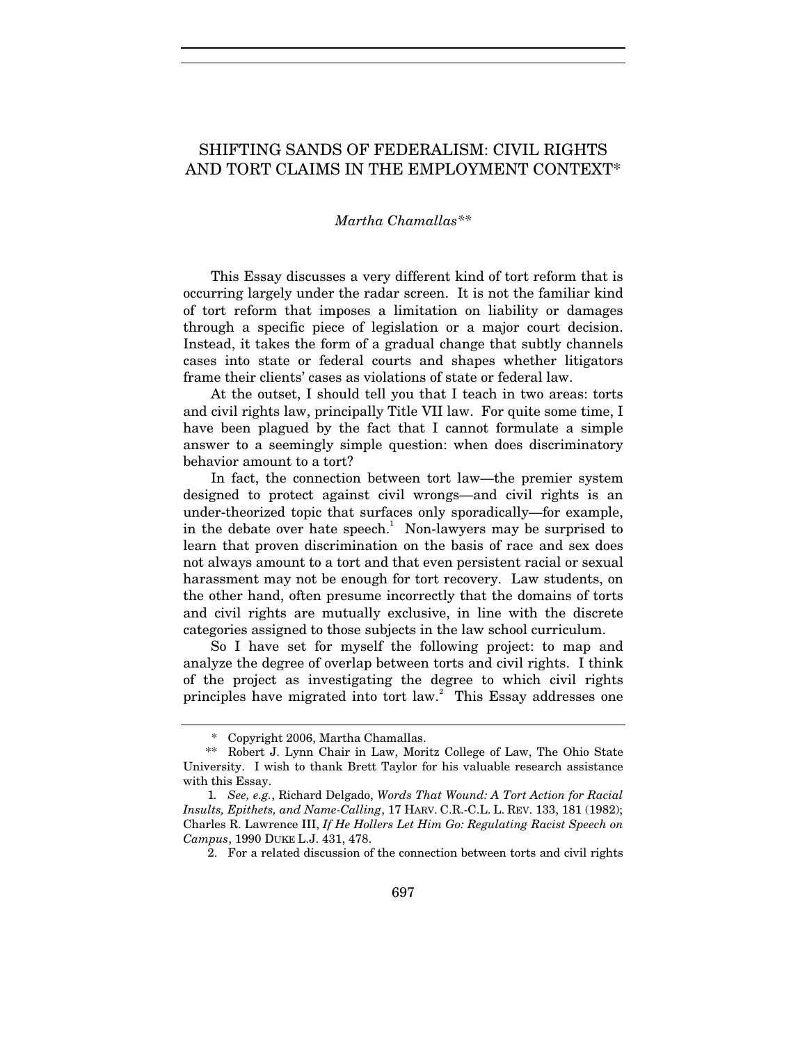# SHIFTING SANDS OF FEDERALISM: CIVIL RIGHTS AND TORT CLAIMS IN THE EMPLOYMENT CONTEXT*

*Martha Chamallas***

This Essay discusses a very different kind of tort reform that is occurring largely under the radar screen. It is not the familiar kind of tort reform that imposes a limitation on liability or damages through a specific piece of legislation or a major court decision. Instead, it takes the form of a gradual change that subtly channels cases into state or federal courts and shapes whether litigators frame their clients' cases as violations of state or federal law.

At the outset, I should tell you that I teach in two areas: torts and civil rights law, principally Title VII law. For quite some time, I have been plagued by the fact that I cannot formulate a simple answer to a seemingly simple question: when does discriminatory behavior amount to a tort?

In fact, the connection between tort law—the premier system designed to protect against civil wrongs—and civil rights is an under-theorized topic that surfaces only sporadically—for example, in the debate over hate speech.[1] Non-lawyers may be surprised to learn that proven discrimination on the basis of race and sex does not always amount to a tort and that even persistent racial or sexual harassment may not be enough for tort recovery. Law students, on the other hand, often presume incorrectly that the domains of torts and civil rights are mutually exclusive, in line with the discrete categories assigned to those subjects in the law school curriculum.

So I have set for myself the following project: to map and analyze the degree of overlap between torts and civil rights. I think of the project as investigating the degree to which civil rights principles have migrated into tort law.[2] This Essay addresses one

---

\* Copyright 2006, Martha Chamallas.

\*\* Robert J. Lynn Chair in Law, Moritz College of Law, The Ohio State University. I wish to thank Brett Taylor for his valuable research assistance with this Essay.

1. *See, e.g.*, Richard Delgado, *Words That Wound: A Tort Action for Racial Insults, Epithets, and Name-Calling*, 17 HARV. C.R.-C.L. L. REV. 133, 181 (1982); Charles R. Lawrence III, *If He Hollers Let Him Go: Regulating Racist Speech on Campus*, 1990 DUKE L.J. 431, 478.

2. For a related discussion of the connection between torts and civil rights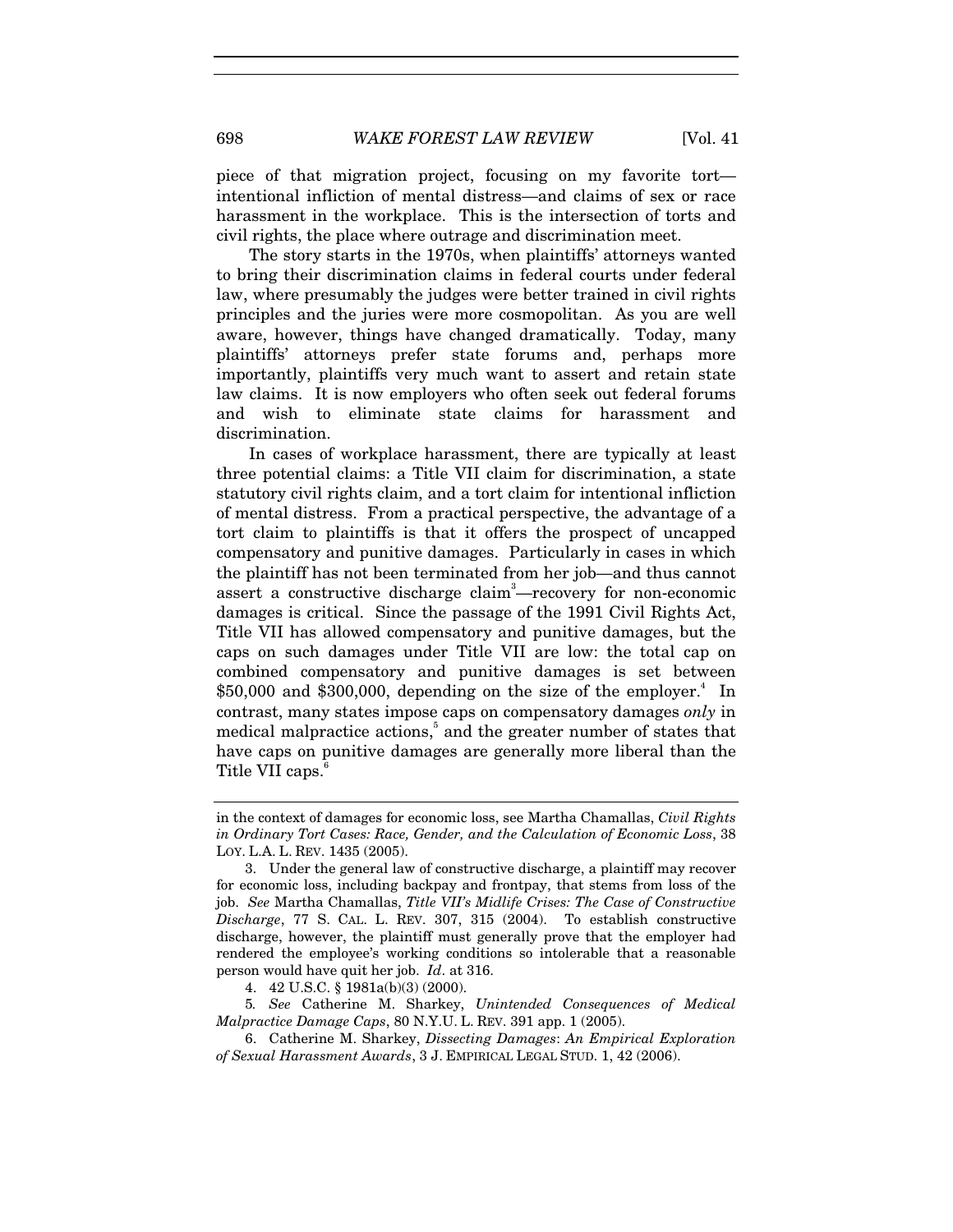piece of that migration project, focusing on my favorite tort—intentional infliction of mental distress—and claims of sex or race harassment in the workplace. This is the intersection of torts and civil rights, the place where outrage and discrimination meet.

The story starts in the 1970s, when plaintiffs' attorneys wanted to bring their discrimination claims in federal courts under federal law, where presumably the judges were better trained in civil rights principles and the juries were more cosmopolitan. As you are well aware, however, things have changed dramatically. Today, many plaintiffs' attorneys prefer state forums and, perhaps more importantly, plaintiffs very much want to assert and retain state law claims. It is now employers who often seek out federal forums and wish to eliminate state claims for harassment and discrimination.

In cases of workplace harassment, there are typically at least three potential claims: a Title VII claim for discrimination, a state statutory civil rights claim, and a tort claim for intentional infliction of mental distress. From a practical perspective, the advantage of a tort claim to plaintiffs is that it offers the prospect of uncapped compensatory and punitive damages. Particularly in cases in which the plaintiff has not been terminated from her job—and thus cannot assert a constructive discharge claim[3]—recovery for non-economic damages is critical. Since the passage of the 1991 Civil Rights Act, Title VII has allowed compensatory and punitive damages, but the caps on such damages under Title VII are low: the total cap on combined compensatory and punitive damages is set between $50,000 and $300,000, depending on the size of the employer.[4] In contrast, many states impose caps on compensatory damages *only* in medical malpractice actions,[5] and the greater number of states that have caps on punitive damages are generally more liberal than the Title VII caps.[6]

---

in the context of damages for economic loss, see Martha Chamallas, *Civil Rights in Ordinary Tort Cases: Race, Gender, and the Calculation of Economic Loss*, 38 LOY. L.A. L. REV. 1435 (2005).

3. Under the general law of constructive discharge, a plaintiff may recover for economic loss, including backpay and frontpay, that stems from loss of the job. *See* Martha Chamallas, *Title VII's Midlife Crises: The Case of Constructive Discharge*, 77 S. CAL. L. REV. 307, 315 (2004). To establish constructive discharge, however, the plaintiff must generally prove that the employer had rendered the employee's working conditions so intolerable that a reasonable person would have quit her job. *Id*. at 316.

4. 42 U.S.C. § 1981a(b)(3) (2000).

5. *See* Catherine M. Sharkey, *Unintended Consequences of Medical Malpractice Damage Caps*, 80 N.Y.U. L. REV. 391 app. 1 (2005).

6. Catherine M. Sharkey, *Dissecting Damages*: *An Empirical Exploration of Sexual Harassment Awards*, 3 J. EMPIRICAL LEGAL STUD. 1, 42 (2006).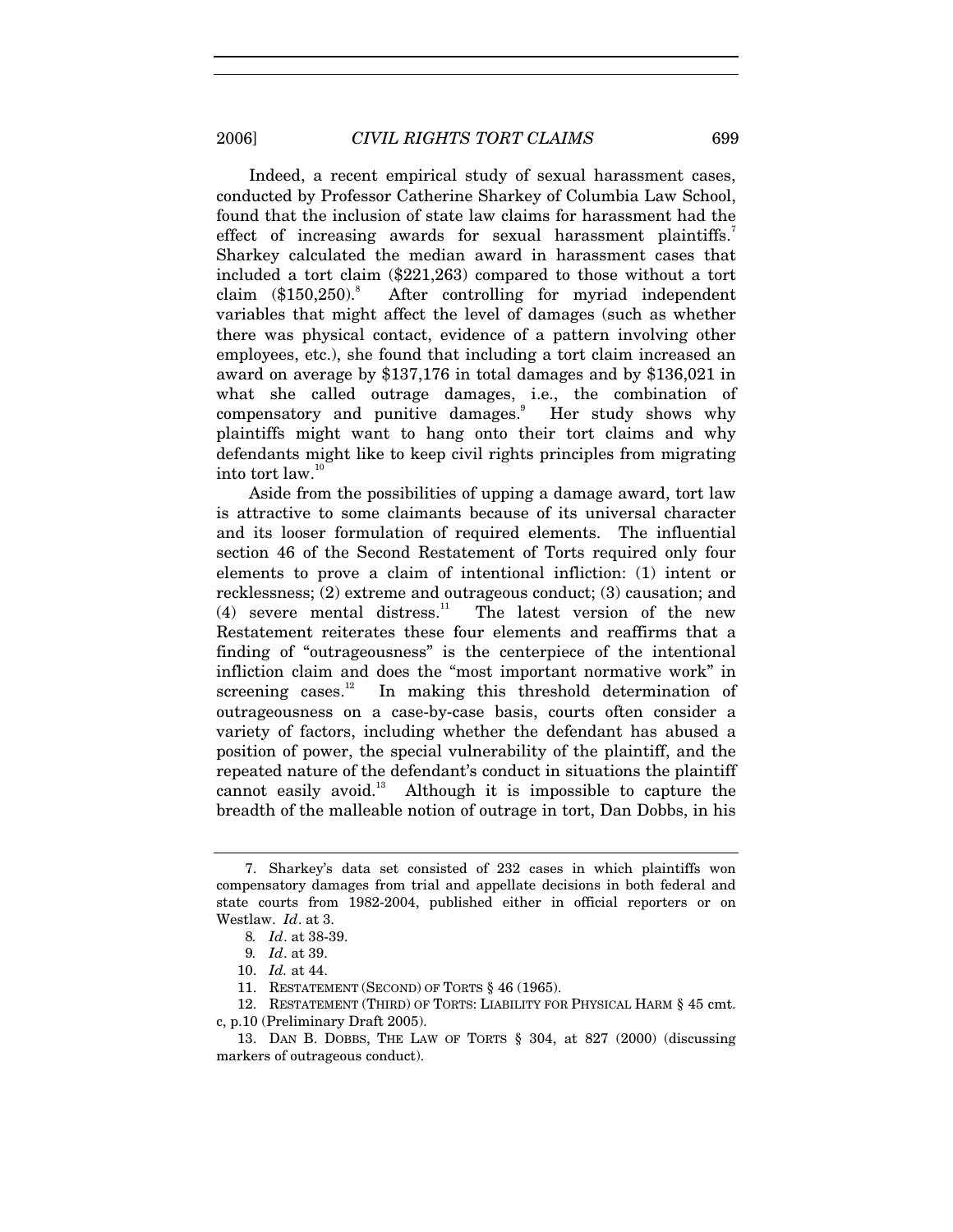Indeed, a recent empirical study of sexual harassment cases, conducted by Professor Catherine Sharkey of Columbia Law School, found that the inclusion of state law claims for harassment had the effect of increasing awards for sexual harassment plaintiffs.[7] Sharkey calculated the median award in harassment cases that included a tort claim ($221,263) compared to those without a tort claim ($150,250).[8] After controlling for myriad independent variables that might affect the level of damages (such as whether there was physical contact, evidence of a pattern involving other employees, etc.), she found that including a tort claim increased an award on average by $137,176 in total damages and by $136,021 in what she called outrage damages, i.e., the combination of compensatory and punitive damages.[9] Her study shows why plaintiffs might want to hang onto their tort claims and why defendants might like to keep civil rights principles from migrating into tort law.[10]

Aside from the possibilities of upping a damage award, tort law is attractive to some claimants because of its universal character and its looser formulation of required elements. The influential section 46 of the Second Restatement of Torts required only four elements to prove a claim of intentional infliction: (1) intent or recklessness; (2) extreme and outrageous conduct; (3) causation; and (4) severe mental distress.[11] The latest version of the new Restatement reiterates these four elements and reaffirms that a finding of "outrageousness" is the centerpiece of the intentional infliction claim and does the "most important normative work" in screening cases.[12] In making this threshold determination of outrageousness on a case-by-case basis, courts often consider a variety of factors, including whether the defendant has abused a position of power, the special vulnerability of the plaintiff, and the repeated nature of the defendant's conduct in situations the plaintiff cannot easily avoid.[13] Although it is impossible to capture the breadth of the malleable notion of outrage in tort, Dan Dobbs, in his

---

7. Sharkey's data set consisted of 232 cases in which plaintiffs won compensatory damages from trial and appellate decisions in both federal and state courts from 1982-2004, published either in official reporters or on Westlaw. *Id*. at 3.

8. *Id*. at 38-39.

9. *Id*. at 39.

10. *Id.* at 44.

11. RESTATEMENT (SECOND) OF TORTS § 46 (1965).

12. RESTATEMENT (THIRD) OF TORTS: LIABILITY FOR PHYSICAL HARM § 45 cmt. c, p.10 (Preliminary Draft 2005).

13. DAN B. DOBBS, THE LAW OF TORTS § 304, at 827 (2000) (discussing markers of outrageous conduct).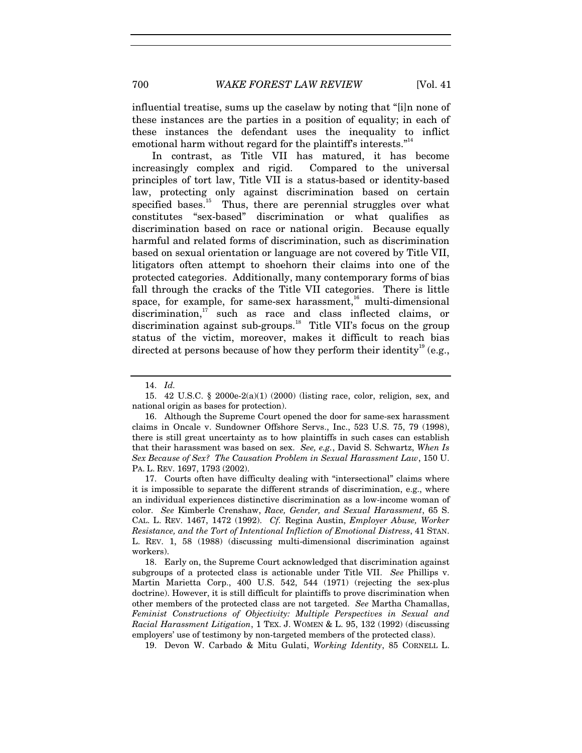influential treatise, sums up the caselaw by noting that "[i]n none of these instances are the parties in a position of equality; in each of these instances the defendant uses the inequality to inflict emotional harm without regard for the plaintiff's interests."[14]

In contrast, as Title VII has matured, it has become increasingly complex and rigid. Compared to the universal principles of tort law, Title VII is a status-based or identity-based law, protecting only against discrimination based on certain specified bases.[15] Thus, there are perennial struggles over what constitutes "sex-based" discrimination or what qualifies as discrimination based on race or national origin. Because equally harmful and related forms of discrimination, such as discrimination based on sexual orientation or language are not covered by Title VII, litigators often attempt to shoehorn their claims into one of the protected categories. Additionally, many contemporary forms of bias fall through the cracks of the Title VII categories. There is little space, for example, for same-sex harassment,[16] multi-dimensional discrimination,[17] such as race and class inflected claims, or discrimination against sub-groups.[18] Title VII's focus on the group status of the victim, moreover, makes it difficult to reach bias directed at persons because of how they perform their identity[19] (e.g.,

---

14. *Id.*

15. 42 U.S.C. § 2000e-2(a)(1) (2000) (listing race, color, religion, sex, and national origin as bases for protection).

16. Although the Supreme Court opened the door for same-sex harassment claims in Oncale v. Sundowner Offshore Servs., Inc., 523 U.S. 75, 79 (1998), there is still great uncertainty as to how plaintiffs in such cases can establish that their harassment was based on sex. *See, e.g.*, David S. Schwartz, *When Is Sex Because of Sex? The Causation Problem in Sexual Harassment Law*, 150 U. PA. L. REV. 1697, 1793 (2002).

17. Courts often have difficulty dealing with "intersectional" claims where it is impossible to separate the different strands of discrimination, e.g., where an individual experiences distinctive discrimination as a low-income woman of color. *See* Kimberle Crenshaw, *Race, Gender, and Sexual Harassment*, 65 S. CAL. L. REV. 1467, 1472 (1992). *Cf.* Regina Austin, *Employer Abuse, Worker Resistance, and the Tort of Intentional Infliction of Emotional Distress*, 41 STAN. L. REV. 1, 58 (1988) (discussing multi-dimensional discrimination against workers).

18. Early on, the Supreme Court acknowledged that discrimination against subgroups of a protected class is actionable under Title VII. *See* Phillips v. Martin Marietta Corp., 400 U.S. 542, 544 (1971) (rejecting the sex-plus doctrine). However, it is still difficult for plaintiffs to prove discrimination when other members of the protected class are not targeted. *See* Martha Chamallas, *Feminist Constructions of Objectivity: Multiple Perspectives in Sexual and Racial Harassment Litigation*, 1 TEX. J. WOMEN & L. 95, 132 (1992) (discussing employers' use of testimony by non-targeted members of the protected class).

19. Devon W. Carbado & Mitu Gulati, *Working Identity*, 85 CORNELL L.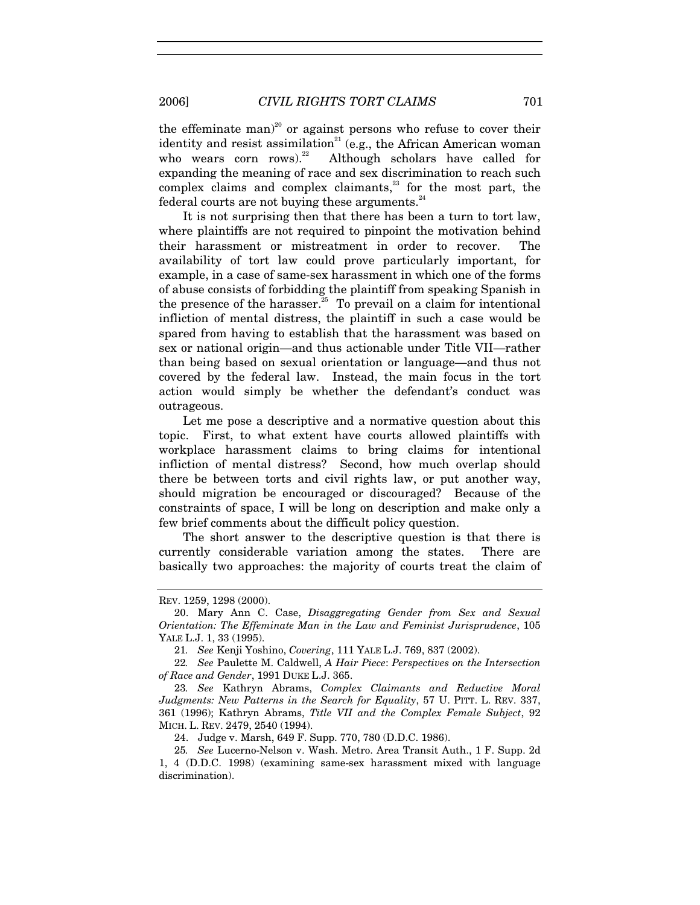the effeminate man)[20] or against persons who refuse to cover their identity and resist assimilation[21] (e.g., the African American woman who wears corn rows).[22] Although scholars have called for expanding the meaning of race and sex discrimination to reach such complex claims and complex claimants,[23] for the most part, the federal courts are not buying these arguments.[24]

It is not surprising then that there has been a turn to tort law, where plaintiffs are not required to pinpoint the motivation behind their harassment or mistreatment in order to recover. The availability of tort law could prove particularly important, for example, in a case of same-sex harassment in which one of the forms of abuse consists of forbidding the plaintiff from speaking Spanish in the presence of the harasser.[25] To prevail on a claim for intentional infliction of mental distress, the plaintiff in such a case would be spared from having to establish that the harassment was based on sex or national origin—and thus actionable under Title VII—rather than being based on sexual orientation or language—and thus not covered by the federal law. Instead, the main focus in the tort action would simply be whether the defendant's conduct was outrageous.

Let me pose a descriptive and a normative question about this topic. First, to what extent have courts allowed plaintiffs with workplace harassment claims to bring claims for intentional infliction of mental distress? Second, how much overlap should there be between torts and civil rights law, or put another way, should migration be encouraged or discouraged? Because of the constraints of space, I will be long on description and make only a few brief comments about the difficult policy question.

The short answer to the descriptive question is that there is currently considerable variation among the states. There are basically two approaches: the majority of courts treat the claim of

---

REV. 1259, 1298 (2000).

20. Mary Ann C. Case, *Disaggregating Gender from Sex and Sexual Orientation: The Effeminate Man in the Law and Feminist Jurisprudence*, 105 YALE L.J. 1, 33 (1995).

21. *See* Kenji Yoshino, *Covering*, 111 YALE L.J. 769, 837 (2002).

22. *See* Paulette M. Caldwell, *A Hair Piece*: *Perspectives on the Intersection of Race and Gender*, 1991 DUKE L.J. 365.

23. *See* Kathryn Abrams, *Complex Claimants and Reductive Moral Judgments: New Patterns in the Search for Equality*, 57 U. PITT. L. REV. 337, 361 (1996); Kathryn Abrams, *Title VII and the Complex Female Subject*, 92 MICH. L. REV. 2479, 2540 (1994).

24. Judge v. Marsh, 649 F. Supp. 770, 780 (D.D.C. 1986).

25. *See* Lucerno-Nelson v. Wash. Metro. Area Transit Auth., 1 F. Supp. 2d 1, 4 (D.D.C. 1998) (examining same-sex harassment mixed with language discrimination).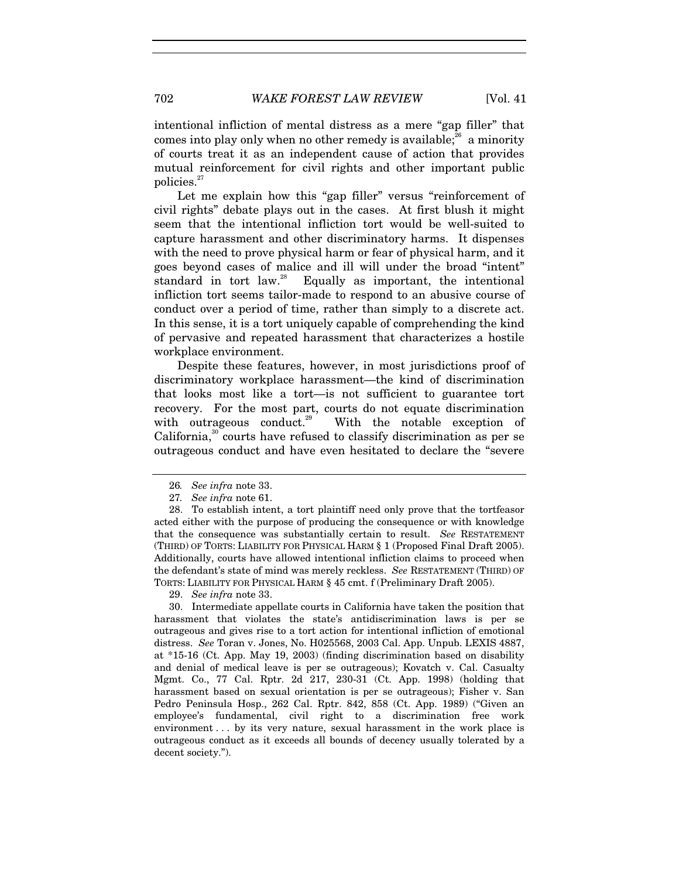intentional infliction of mental distress as a mere "gap filler" that comes into play only when no other remedy is available;[26] a minority of courts treat it as an independent cause of action that provides mutual reinforcement for civil rights and other important public policies.[27]

Let me explain how this "gap filler" versus "reinforcement of civil rights" debate plays out in the cases. At first blush it might seem that the intentional infliction tort would be well-suited to capture harassment and other discriminatory harms. It dispenses with the need to prove physical harm or fear of physical harm, and it goes beyond cases of malice and ill will under the broad "intent" standard in tort law.[28] Equally as important, the intentional infliction tort seems tailor-made to respond to an abusive course of conduct over a period of time, rather than simply to a discrete act. In this sense, it is a tort uniquely capable of comprehending the kind of pervasive and repeated harassment that characterizes a hostile workplace environment.

Despite these features, however, in most jurisdictions proof of discriminatory workplace harassment—the kind of discrimination that looks most like a tort—is not sufficient to guarantee tort recovery. For the most part, courts do not equate discrimination with outrageous conduct.[29] With the notable exception of California,[30] courts have refused to classify discrimination as per se outrageous conduct and have even hesitated to declare the "severe

---

26. *See infra* note 33.

27. *See infra* note 61.

28. To establish intent, a tort plaintiff need only prove that the tortfeasor acted either with the purpose of producing the consequence or with knowledge that the consequence was substantially certain to result. *See* RESTATEMENT (THIRD) OF TORTS: LIABILITY FOR PHYSICAL HARM § 1 (Proposed Final Draft 2005). Additionally, courts have allowed intentional infliction claims to proceed when the defendant's state of mind was merely reckless. *See* RESTATEMENT (THIRD) OF TORTS: LIABILITY FOR PHYSICAL HARM § 45 cmt. f (Preliminary Draft 2005).

29. *See infra* note 33.

30. Intermediate appellate courts in California have taken the position that harassment that violates the state's antidiscrimination laws is per se outrageous and gives rise to a tort action for intentional infliction of emotional distress. *See* Toran v. Jones, No. H025568, 2003 Cal. App. Unpub. LEXIS 4887, at *15-16 (Ct. App. May 19, 2003) (finding discrimination based on disability and denial of medical leave is per se outrageous); Kovatch v. Cal. Casualty Mgmt. Co., 77 Cal. Rptr. 2d 217, 230-31 (Ct. App. 1998) (holding that harassment based on sexual orientation is per se outrageous); Fisher v. San Pedro Peninsula Hosp., 262 Cal. Rptr. 842, 858 (Ct. App. 1989) ("Given an employee's fundamental, civil right to a discrimination free work environment . . . by its very nature, sexual harassment in the work place is outrageous conduct as it exceeds all bounds of decency usually tolerated by a decent society.").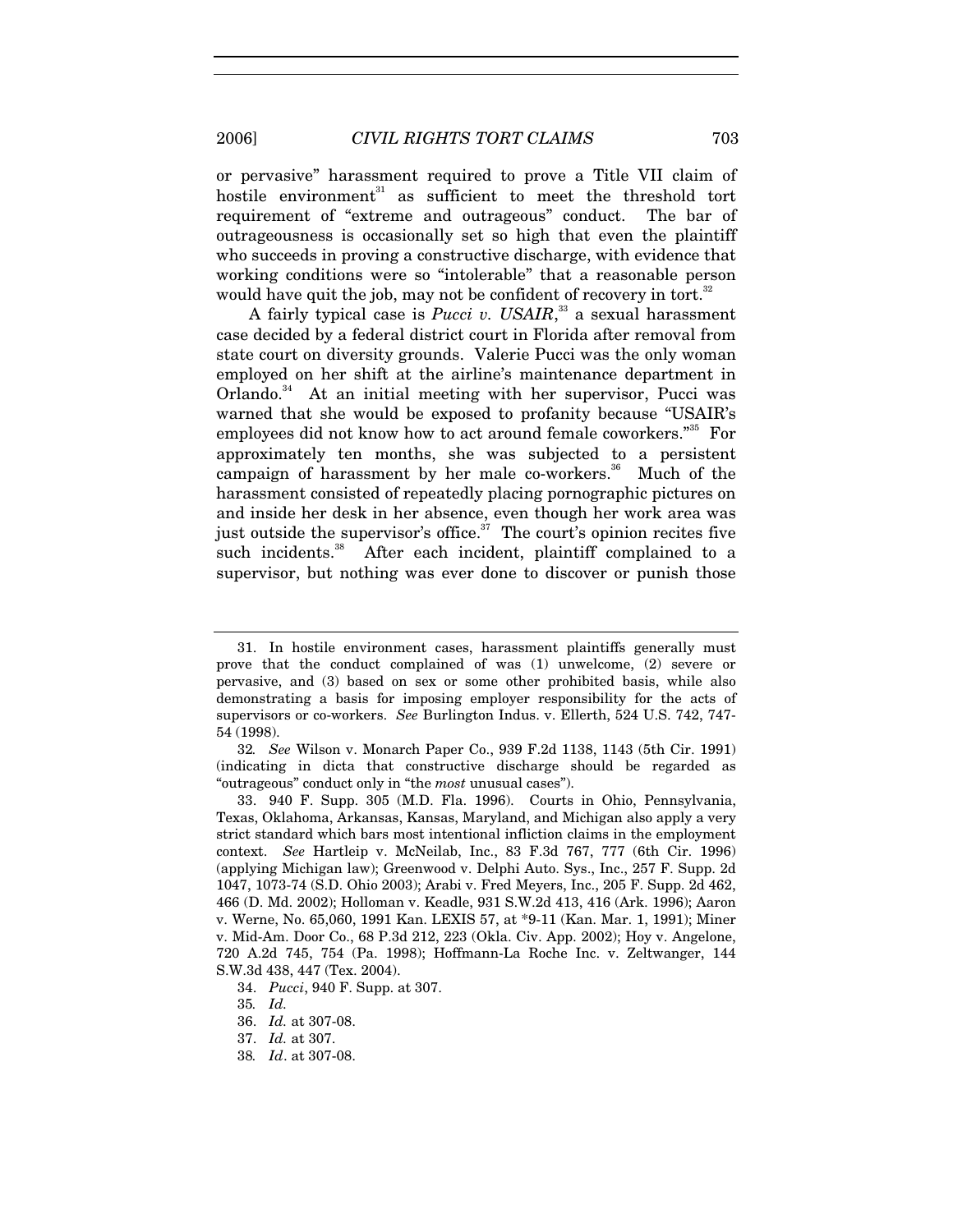or pervasive" harassment required to prove a Title VII claim of hostile environment[31] as sufficient to meet the threshold tort requirement of "extreme and outrageous" conduct. The bar of outrageousness is occasionally set so high that even the plaintiff who succeeds in proving a constructive discharge, with evidence that working conditions were so "intolerable" that a reasonable person would have quit the job, may not be confident of recovery in tort.[32]

A fairly typical case is *Pucci v. USAIR*,[33] a sexual harassment case decided by a federal district court in Florida after removal from state court on diversity grounds. Valerie Pucci was the only woman employed on her shift at the airline's maintenance department in Orlando.[34] At an initial meeting with her supervisor, Pucci was warned that she would be exposed to profanity because "USAIR's employees did not know how to act around female coworkers."[35] For approximately ten months, she was subjected to a persistent campaign of harassment by her male co-workers.[36] Much of the harassment consisted of repeatedly placing pornographic pictures on and inside her desk in her absence, even though her work area was just outside the supervisor's office.[37] The court's opinion recites five such incidents.[38] After each incident, plaintiff complained to a supervisor, but nothing was ever done to discover or punish those

---

31. In hostile environment cases, harassment plaintiffs generally must prove that the conduct complained of was (1) unwelcome, (2) severe or pervasive, and (3) based on sex or some other prohibited basis, while also demonstrating a basis for imposing employer responsibility for the acts of supervisors or co-workers. *See* Burlington Indus. v. Ellerth, 524 U.S. 742, 747-54 (1998).

32. *See* Wilson v. Monarch Paper Co., 939 F.2d 1138, 1143 (5th Cir. 1991) (indicating in dicta that constructive discharge should be regarded as "outrageous" conduct only in "the *most* unusual cases").

33. 940 F. Supp. 305 (M.D. Fla. 1996). Courts in Ohio, Pennsylvania, Texas, Oklahoma, Arkansas, Kansas, Maryland, and Michigan also apply a very strict standard which bars most intentional infliction claims in the employment context. *See* Hartleip v. McNeilab, Inc., 83 F.3d 767, 777 (6th Cir. 1996) (applying Michigan law); Greenwood v. Delphi Auto. Sys., Inc., 257 F. Supp. 2d 1047, 1073-74 (S.D. Ohio 2003); Arabi v. Fred Meyers, Inc., 205 F. Supp. 2d 462, 466 (D. Md. 2002); Holloman v. Keadle, 931 S.W.2d 413, 416 (Ark. 1996); Aaron v. Werne, No. 65,060, 1991 Kan. LEXIS 57, at *9-11 (Kan. Mar. 1, 1991); Miner v. Mid-Am. Door Co., 68 P.3d 212, 223 (Okla. Civ. App. 2002); Hoy v. Angelone, 720 A.2d 745, 754 (Pa. 1998); Hoffmann-La Roche Inc. v. Zeltwanger, 144 S.W.3d 438, 447 (Tex. 2004).

34. *Pucci*, 940 F. Supp. at 307.

35. *Id.*

36. *Id.* at 307-08.

37. *Id.* at 307.

38. *Id*. at 307-08.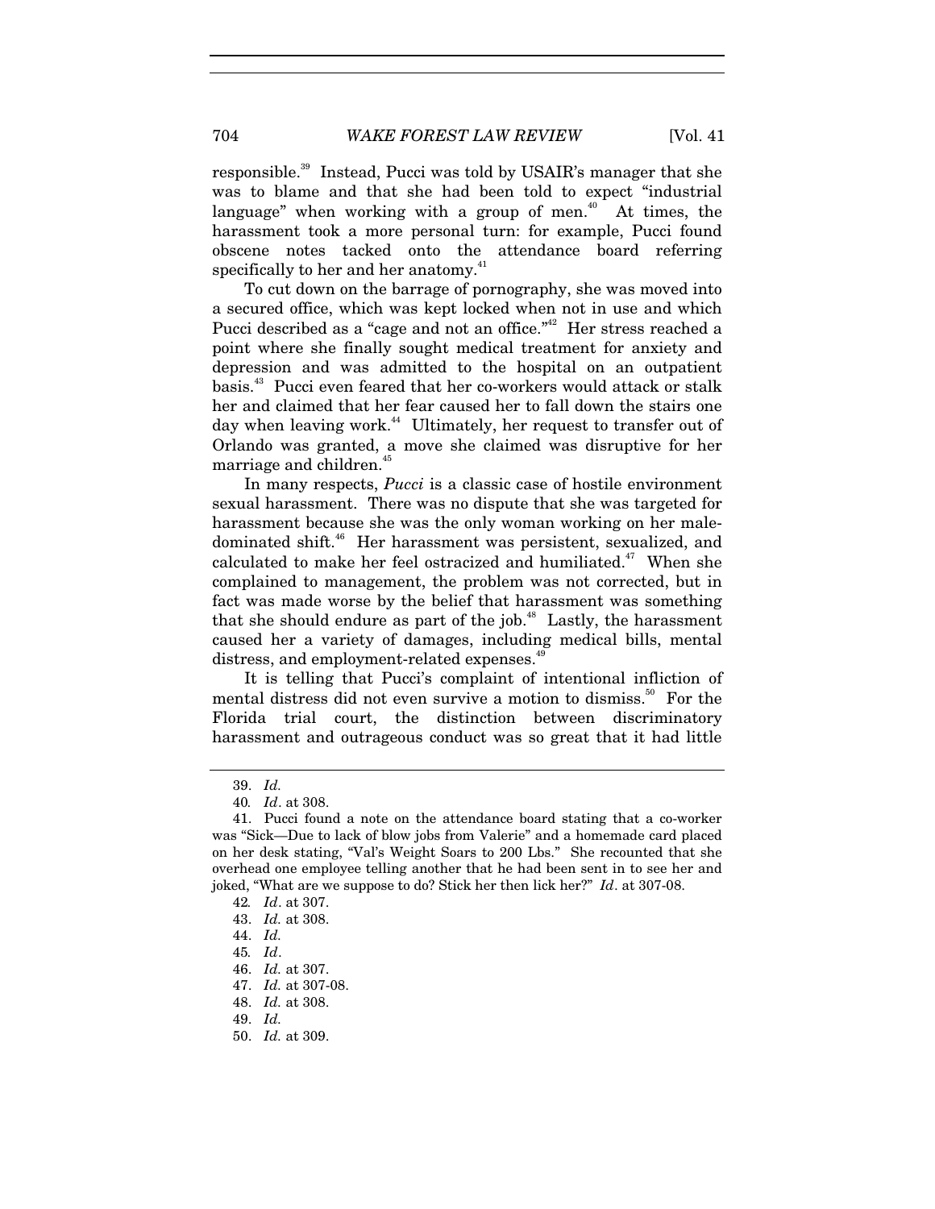responsible.[39] Instead, Pucci was told by USAIR's manager that she was to blame and that she had been told to expect "industrial language" when working with a group of men.[40] At times, the harassment took a more personal turn: for example, Pucci found obscene notes tacked onto the attendance board referring specifically to her and her anatomy.[41]

To cut down on the barrage of pornography, she was moved into a secured office, which was kept locked when not in use and which Pucci described as a "cage and not an office."[42] Her stress reached a point where she finally sought medical treatment for anxiety and depression and was admitted to the hospital on an outpatient basis.[43] Pucci even feared that her co-workers would attack or stalk her and claimed that her fear caused her to fall down the stairs one day when leaving work.[44] Ultimately, her request to transfer out of Orlando was granted, a move she claimed was disruptive for her marriage and children.[45]

In many respects, *Pucci* is a classic case of hostile environment sexual harassment. There was no dispute that she was targeted for harassment because she was the only woman working on her male-dominated shift.[46] Her harassment was persistent, sexualized, and calculated to make her feel ostracized and humiliated.[47] When she complained to management, the problem was not corrected, but in fact was made worse by the belief that harassment was something that she should endure as part of the job.[48] Lastly, the harassment caused her a variety of damages, including medical bills, mental distress, and employment-related expenses.[49]

It is telling that Pucci's complaint of intentional infliction of mental distress did not even survive a motion to dismiss.[50] For the Florida trial court, the distinction between discriminatory harassment and outrageous conduct was so great that it had little

---

39. *Id.*

40. *Id*. at 308.

41. Pucci found a note on the attendance board stating that a co-worker was "Sick—Due to lack of blow jobs from Valerie" and a homemade card placed on her desk stating, "Val's Weight Soars to 200 Lbs." She recounted that she overhead one employee telling another that he had been sent in to see her and joked, "What are we suppose to do? Stick her then lick her?" *Id*. at 307-08.

42. *Id*. at 307.

43. *Id.* at 308.

44. *Id.*

45. *Id*.

46. *Id.* at 307.

47. *Id.* at 307-08.

48. *Id.* at 308.

49. *Id.*

50. *Id.* at 309.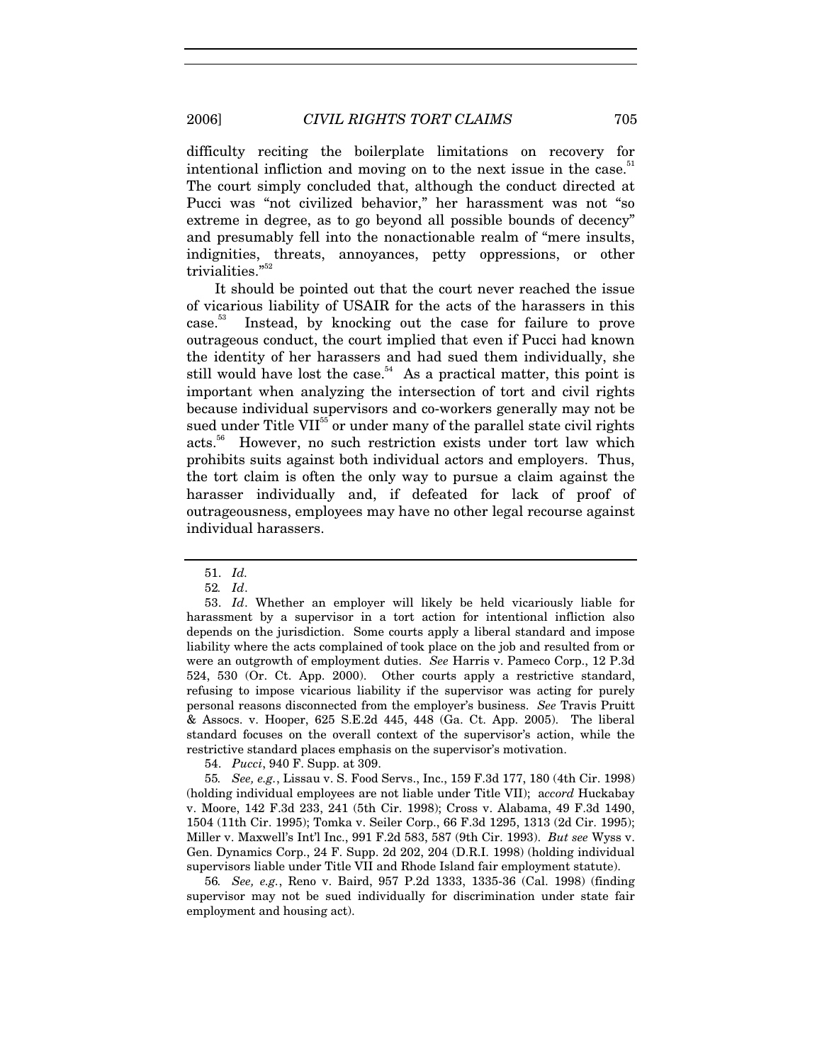difficulty reciting the boilerplate limitations on recovery for intentional infliction and moving on to the next issue in the case.[51] The court simply concluded that, although the conduct directed at Pucci was "not civilized behavior," her harassment was not "so extreme in degree, as to go beyond all possible bounds of decency" and presumably fell into the nonactionable realm of "mere insults, indignities, threats, annoyances, petty oppressions, or other trivialities."[52]

It should be pointed out that the court never reached the issue of vicarious liability of USAIR for the acts of the harassers in this case.[53] Instead, by knocking out the case for failure to prove outrageous conduct, the court implied that even if Pucci had known the identity of her harassers and had sued them individually, she still would have lost the case.[54] As a practical matter, this point is important when analyzing the intersection of tort and civil rights because individual supervisors and co-workers generally may not be sued under Title VII[55] or under many of the parallel state civil rights acts.[56] However, no such restriction exists under tort law which prohibits suits against both individual actors and employers. Thus, the tort claim is often the only way to pursue a claim against the harasser individually and, if defeated for lack of proof of outrageousness, employees may have no other legal recourse against individual harassers.

---

51. *Id.*

52. *Id*.

53. *Id*. Whether an employer will likely be held vicariously liable for harassment by a supervisor in a tort action for intentional infliction also depends on the jurisdiction. Some courts apply a liberal standard and impose liability where the acts complained of took place on the job and resulted from or were an outgrowth of employment duties. *See* Harris v. Pameco Corp., 12 P.3d 524, 530 (Or. Ct. App. 2000). Other courts apply a restrictive standard, refusing to impose vicarious liability if the supervisor was acting for purely personal reasons disconnected from the employer's business. *See* Travis Pruitt & Assocs. v. Hooper, 625 S.E.2d 445, 448 (Ga. Ct. App. 2005). The liberal standard focuses on the overall context of the supervisor's action, while the restrictive standard places emphasis on the supervisor's motivation.

54. *Pucci*, 940 F. Supp. at 309.

55. *See, e.g.*, Lissau v. S. Food Servs., Inc., 159 F.3d 177, 180 (4th Cir. 1998) (holding individual employees are not liable under Title VII); *accord* Huckabay v. Moore, 142 F.3d 233, 241 (5th Cir. 1998); Cross v. Alabama, 49 F.3d 1490, 1504 (11th Cir. 1995); Tomka v. Seiler Corp., 66 F.3d 1295, 1313 (2d Cir. 1995); Miller v. Maxwell's Int'l Inc., 991 F.2d 583, 587 (9th Cir. 1993). *But see* Wyss v. Gen. Dynamics Corp., 24 F. Supp. 2d 202, 204 (D.R.I. 1998) (holding individual supervisors liable under Title VII and Rhode Island fair employment statute).

56. *See, e.g.*, Reno v. Baird, 957 P.2d 1333, 1335-36 (Cal. 1998) (finding supervisor may not be sued individually for discrimination under state fair employment and housing act).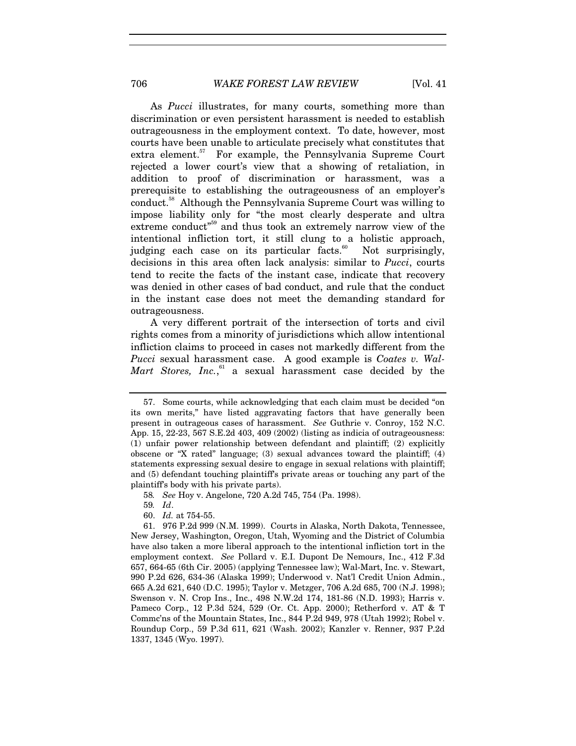As *Pucci* illustrates, for many courts, something more than discrimination or even persistent harassment is needed to establish outrageousness in the employment context. To date, however, most courts have been unable to articulate precisely what constitutes that extra element.[57] For example, the Pennsylvania Supreme Court rejected a lower court's view that a showing of retaliation, in addition to proof of discrimination or harassment, was a prerequisite to establishing the outrageousness of an employer's conduct.[58] Although the Pennsylvania Supreme Court was willing to impose liability only for "the most clearly desperate and ultra extreme conduct"[59] and thus took an extremely narrow view of the intentional infliction tort, it still clung to a holistic approach, judging each case on its particular facts.[60] Not surprisingly, decisions in this area often lack analysis: similar to *Pucci*, courts tend to recite the facts of the instant case, indicate that recovery was denied in other cases of bad conduct, and rule that the conduct in the instant case does not meet the demanding standard for outrageousness.

A very different portrait of the intersection of torts and civil rights comes from a minority of jurisdictions which allow intentional infliction claims to proceed in cases not markedly different from the *Pucci* sexual harassment case. A good example is *Coates v. Wal-Mart Stores, Inc.*,[61] a sexual harassment case decided by the

---

57. Some courts, while acknowledging that each claim must be decided "on its own merits," have listed aggravating factors that have generally been present in outrageous cases of harassment. *See* Guthrie v. Conroy, 152 N.C. App. 15, 22-23, 567 S.E.2d 403, 409 (2002) (listing as indicia of outrageousness: (1) unfair power relationship between defendant and plaintiff; (2) explicitly obscene or "X rated" language; (3) sexual advances toward the plaintiff; (4) statements expressing sexual desire to engage in sexual relations with plaintiff; and (5) defendant touching plaintiff's private areas or touching any part of the plaintiff's body with his private parts).

58. *See* Hoy v. Angelone, 720 A.2d 745, 754 (Pa. 1998).

59. *Id*.

60. *Id.* at 754-55.

61. 976 P.2d 999 (N.M. 1999). Courts in Alaska, North Dakota, Tennessee, New Jersey, Washington, Oregon, Utah, Wyoming and the District of Columbia have also taken a more liberal approach to the intentional infliction tort in the employment context. *See* Pollard v. E.I. Dupont De Nemours, Inc., 412 F.3d 657, 664-65 (6th Cir. 2005) (applying Tennessee law); Wal-Mart, Inc. v. Stewart, 990 P.2d 626, 634-36 (Alaska 1999); Underwood v. Nat'l Credit Union Admin., 665 A.2d 621, 640 (D.C. 1995); Taylor v. Metzger, 706 A.2d 685, 700 (N.J. 1998); Swenson v. N. Crop Ins., Inc., 498 N.W.2d 174, 181-86 (N.D. 1993); Harris v. Pameco Corp., 12 P.3d 524, 529 (Or. Ct. App. 2000); Retherford v. AT & T Commc'ns of the Mountain States, Inc., 844 P.2d 949, 978 (Utah 1992); Robel v. Roundup Corp., 59 P.3d 611, 621 (Wash. 2002); Kanzler v. Renner, 937 P.2d 1337, 1345 (Wyo. 1997).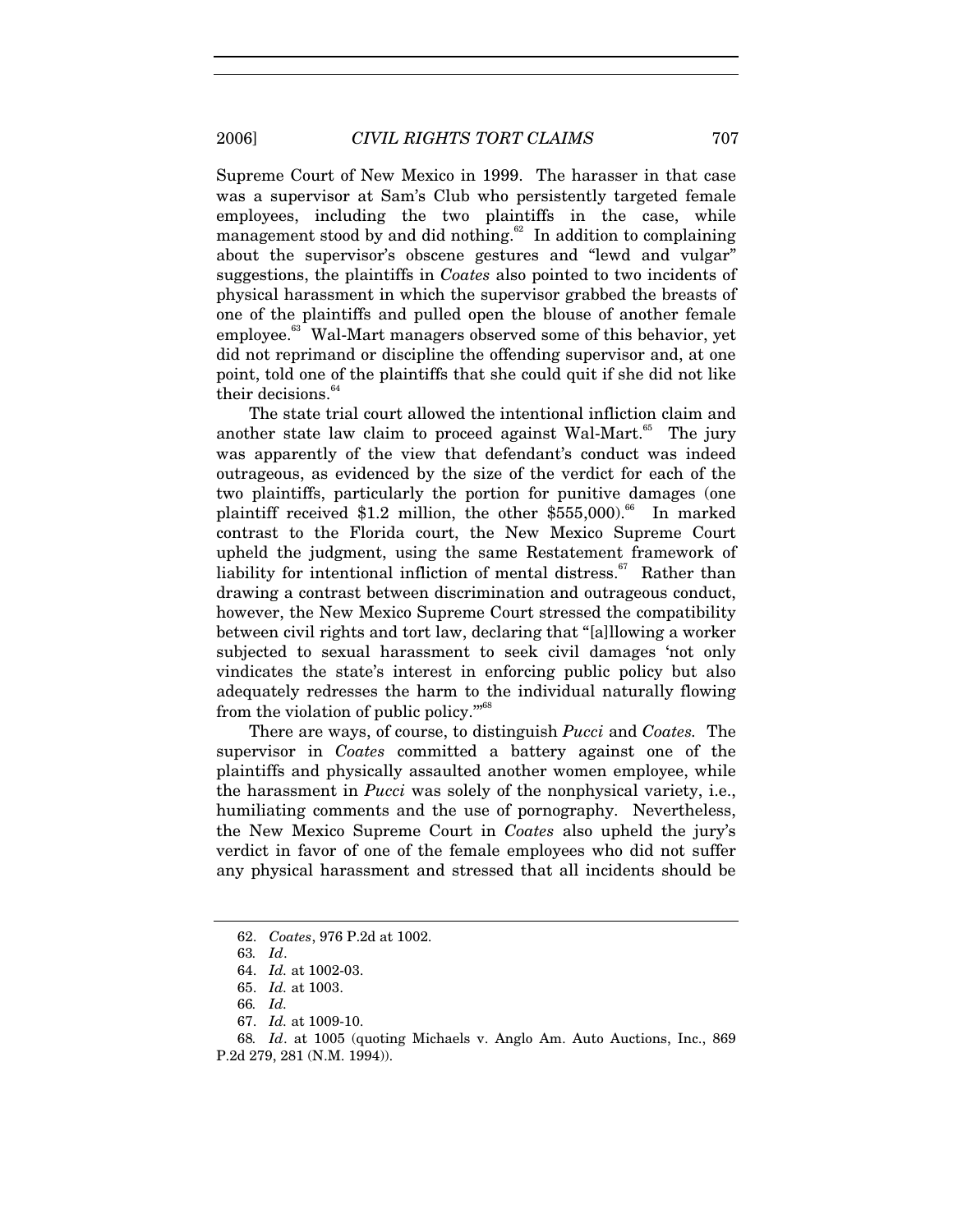Supreme Court of New Mexico in 1999. The harasser in that case was a supervisor at Sam's Club who persistently targeted female employees, including the two plaintiffs in the case, while management stood by and did nothing.[62] In addition to complaining about the supervisor's obscene gestures and "lewd and vulgar" suggestions, the plaintiffs in *Coates* also pointed to two incidents of physical harassment in which the supervisor grabbed the breasts of one of the plaintiffs and pulled open the blouse of another female employee.[63] Wal-Mart managers observed some of this behavior, yet did not reprimand or discipline the offending supervisor and, at one point, told one of the plaintiffs that she could quit if she did not like their decisions.[64]

The state trial court allowed the intentional infliction claim and another state law claim to proceed against Wal-Mart.[65] The jury was apparently of the view that defendant's conduct was indeed outrageous, as evidenced by the size of the verdict for each of the two plaintiffs, particularly the portion for punitive damages (one plaintiff received $1.2 million, the other $555,000).[66] In marked contrast to the Florida court, the New Mexico Supreme Court upheld the judgment, using the same Restatement framework of liability for intentional infliction of mental distress.[67] Rather than drawing a contrast between discrimination and outrageous conduct, however, the New Mexico Supreme Court stressed the compatibility between civil rights and tort law, declaring that "[a]llowing a worker subjected to sexual harassment to seek civil damages 'not only vindicates the state's interest in enforcing public policy but also adequately redresses the harm to the individual naturally flowing from the violation of public policy.'"[68]

There are ways, of course, to distinguish *Pucci* and *Coates.* The supervisor in *Coates* committed a battery against one of the plaintiffs and physically assaulted another women employee, while the harassment in *Pucci* was solely of the nonphysical variety, i.e., humiliating comments and the use of pornography. Nevertheless, the New Mexico Supreme Court in *Coates* also upheld the jury's verdict in favor of one of the female employees who did not suffer any physical harassment and stressed that all incidents should be

---

62. *Coates*, 976 P.2d at 1002.

63. *Id*.

64. *Id.* at 1002-03.

65. *Id.* at 1003.

66. *Id.*

67. *Id.* at 1009-10.

68. *Id*. at 1005 (quoting Michaels v. Anglo Am. Auto Auctions, Inc., 869 P.2d 279, 281 (N.M. 1994)).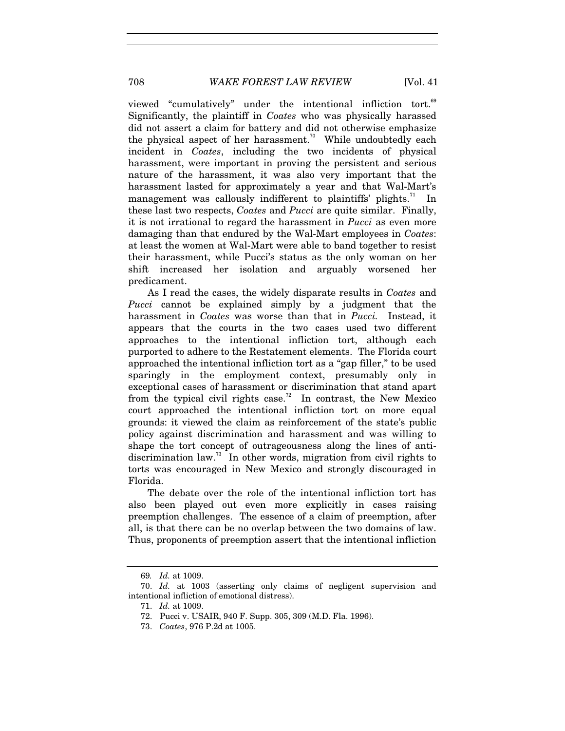viewed "cumulatively" under the intentional infliction tort.[69] Significantly, the plaintiff in *Coates* who was physically harassed did not assert a claim for battery and did not otherwise emphasize the physical aspect of her harassment.[70] While undoubtedly each incident in *Coates*, including the two incidents of physical harassment, were important in proving the persistent and serious nature of the harassment, it was also very important that the harassment lasted for approximately a year and that Wal-Mart's management was callously indifferent to plaintiffs' plights.[71] In these last two respects, *Coates* and *Pucci* are quite similar. Finally, it is not irrational to regard the harassment in *Pucci* as even more damaging than that endured by the Wal-Mart employees in *Coates*: at least the women at Wal-Mart were able to band together to resist their harassment, while Pucci's status as the only woman on her shift increased her isolation and arguably worsened her predicament.

As I read the cases, the widely disparate results in *Coates* and *Pucci* cannot be explained simply by a judgment that the harassment in *Coates* was worse than that in *Pucci.* Instead, it appears that the courts in the two cases used two different approaches to the intentional infliction tort, although each purported to adhere to the Restatement elements. The Florida court approached the intentional infliction tort as a "gap filler," to be used sparingly in the employment context, presumably only in exceptional cases of harassment or discrimination that stand apart from the typical civil rights case.[72] In contrast, the New Mexico court approached the intentional infliction tort on more equal grounds: it viewed the claim as reinforcement of the state's public policy against discrimination and harassment and was willing to shape the tort concept of outrageousness along the lines of anti-discrimination law.[73] In other words, migration from civil rights to torts was encouraged in New Mexico and strongly discouraged in Florida.

The debate over the role of the intentional infliction tort has also been played out even more explicitly in cases raising preemption challenges. The essence of a claim of preemption, after all, is that there can be no overlap between the two domains of law. Thus, proponents of preemption assert that the intentional infliction

---

69. *Id.* at 1009.

70. *Id.* at 1003 (asserting only claims of negligent supervision and intentional infliction of emotional distress).

71. *Id.* at 1009.

72. Pucci v. USAIR, 940 F. Supp. 305, 309 (M.D. Fla. 1996).

73. *Coates*, 976 P.2d at 1005.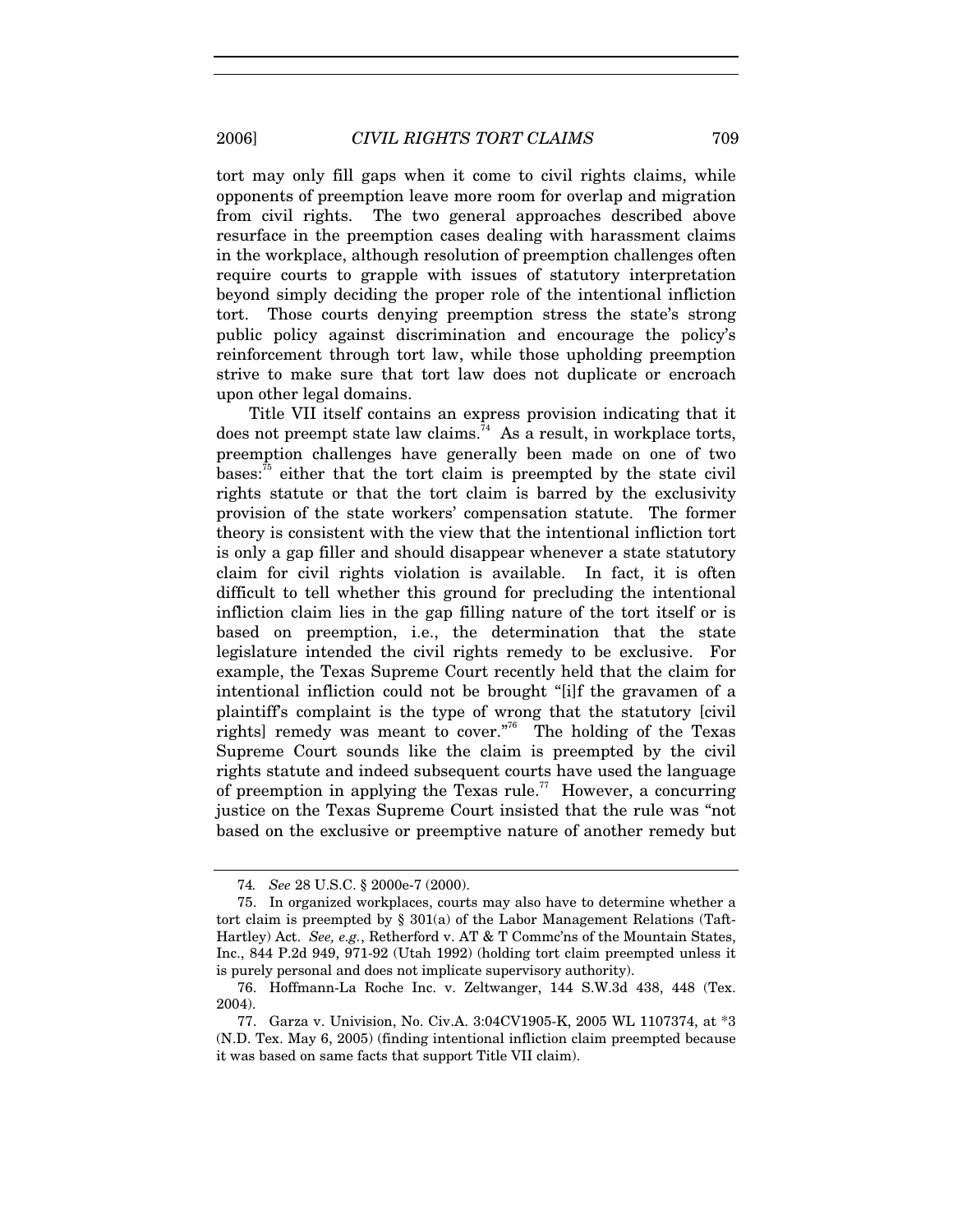tort may only fill gaps when it come to civil rights claims, while opponents of preemption leave more room for overlap and migration from civil rights. The two general approaches described above resurface in the preemption cases dealing with harassment claims in the workplace, although resolution of preemption challenges often require courts to grapple with issues of statutory interpretation beyond simply deciding the proper role of the intentional infliction tort. Those courts denying preemption stress the state's strong public policy against discrimination and encourage the policy's reinforcement through tort law, while those upholding preemption strive to make sure that tort law does not duplicate or encroach upon other legal domains.

Title VII itself contains an express provision indicating that it does not preempt state law claims.[74] As a result, in workplace torts, preemption challenges have generally been made on one of two bases:[75] either that the tort claim is preempted by the state civil rights statute or that the tort claim is barred by the exclusivity provision of the state workers' compensation statute. The former theory is consistent with the view that the intentional infliction tort is only a gap filler and should disappear whenever a state statutory claim for civil rights violation is available. In fact, it is often difficult to tell whether this ground for precluding the intentional infliction claim lies in the gap filling nature of the tort itself or is based on preemption, i.e., the determination that the state legislature intended the civil rights remedy to be exclusive. For example, the Texas Supreme Court recently held that the claim for intentional infliction could not be brought "[i]f the gravamen of a plaintiff's complaint is the type of wrong that the statutory [civil rights] remedy was meant to cover."[76] The holding of the Texas Supreme Court sounds like the claim is preempted by the civil rights statute and indeed subsequent courts have used the language of preemption in applying the Texas rule.[77] However, a concurring justice on the Texas Supreme Court insisted that the rule was "not based on the exclusive or preemptive nature of another remedy but

---

74. *See* 28 U.S.C. § 2000e-7 (2000).

75. In organized workplaces, courts may also have to determine whether a tort claim is preempted by § 301(a) of the Labor Management Relations (Taft-Hartley) Act. *See, e.g.*, Retherford v. AT & T Commc'ns of the Mountain States, Inc., 844 P.2d 949, 971-92 (Utah 1992) (holding tort claim preempted unless it is purely personal and does not implicate supervisory authority).

76. Hoffmann-La Roche Inc. v. Zeltwanger, 144 S.W.3d 438, 448 (Tex. 2004).

77. Garza v. Univision, No. Civ.A. 3:04CV1905-K, 2005 WL 1107374, at *3 (N.D. Tex. May 6, 2005) (finding intentional infliction claim preempted because it was based on same facts that support Title VII claim).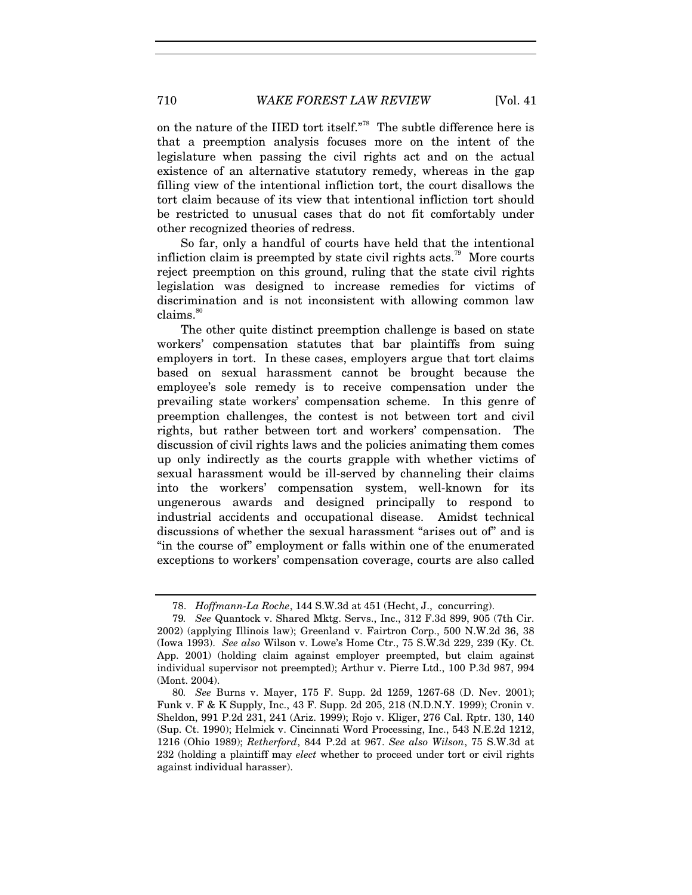on the nature of the IIED tort itself."[78] The subtle difference here is that a preemption analysis focuses more on the intent of the legislature when passing the civil rights act and on the actual existence of an alternative statutory remedy, whereas in the gap filling view of the intentional infliction tort, the court disallows the tort claim because of its view that intentional infliction tort should be restricted to unusual cases that do not fit comfortably under other recognized theories of redress.

So far, only a handful of courts have held that the intentional infliction claim is preempted by state civil rights acts.[79] More courts reject preemption on this ground, ruling that the state civil rights legislation was designed to increase remedies for victims of discrimination and is not inconsistent with allowing common law claims.[80]

The other quite distinct preemption challenge is based on state workers' compensation statutes that bar plaintiffs from suing employers in tort. In these cases, employers argue that tort claims based on sexual harassment cannot be brought because the employee's sole remedy is to receive compensation under the prevailing state workers' compensation scheme. In this genre of preemption challenges, the contest is not between tort and civil rights, but rather between tort and workers' compensation. The discussion of civil rights laws and the policies animating them comes up only indirectly as the courts grapple with whether victims of sexual harassment would be ill-served by channeling their claims into the workers' compensation system, well-known for its ungenerous awards and designed principally to respond to industrial accidents and occupational disease. Amidst technical discussions of whether the sexual harassment "arises out of" and is "in the course of" employment or falls within one of the enumerated exceptions to workers' compensation coverage, courts are also called

---

78. *Hoffmann-La Roche*, 144 S.W.3d at 451 (Hecht, J., concurring).

79. *See* Quantock v. Shared Mktg. Servs., Inc., 312 F.3d 899, 905 (7th Cir. 2002) (applying Illinois law); Greenland v. Fairtron Corp., 500 N.W.2d 36, 38 (Iowa 1993). *See also* Wilson v. Lowe's Home Ctr., 75 S.W.3d 229, 239 (Ky. Ct. App. 2001) (holding claim against employer preempted, but claim against individual supervisor not preempted); Arthur v. Pierre Ltd., 100 P.3d 987, 994 (Mont. 2004).

80. *See* Burns v. Mayer, 175 F. Supp. 2d 1259, 1267-68 (D. Nev. 2001); Funk v. F & K Supply, Inc., 43 F. Supp. 2d 205, 218 (N.D.N.Y. 1999); Cronin v. Sheldon, 991 P.2d 231, 241 (Ariz. 1999); Rojo v. Kliger, 276 Cal. Rptr. 130, 140 (Sup. Ct. 1990); Helmick v. Cincinnati Word Processing, Inc., 543 N.E.2d 1212, 1216 (Ohio 1989); *Retherford*, 844 P.2d at 967. *See also Wilson*, 75 S.W.3d at 232 (holding a plaintiff may *elect* whether to proceed under tort or civil rights against individual harasser).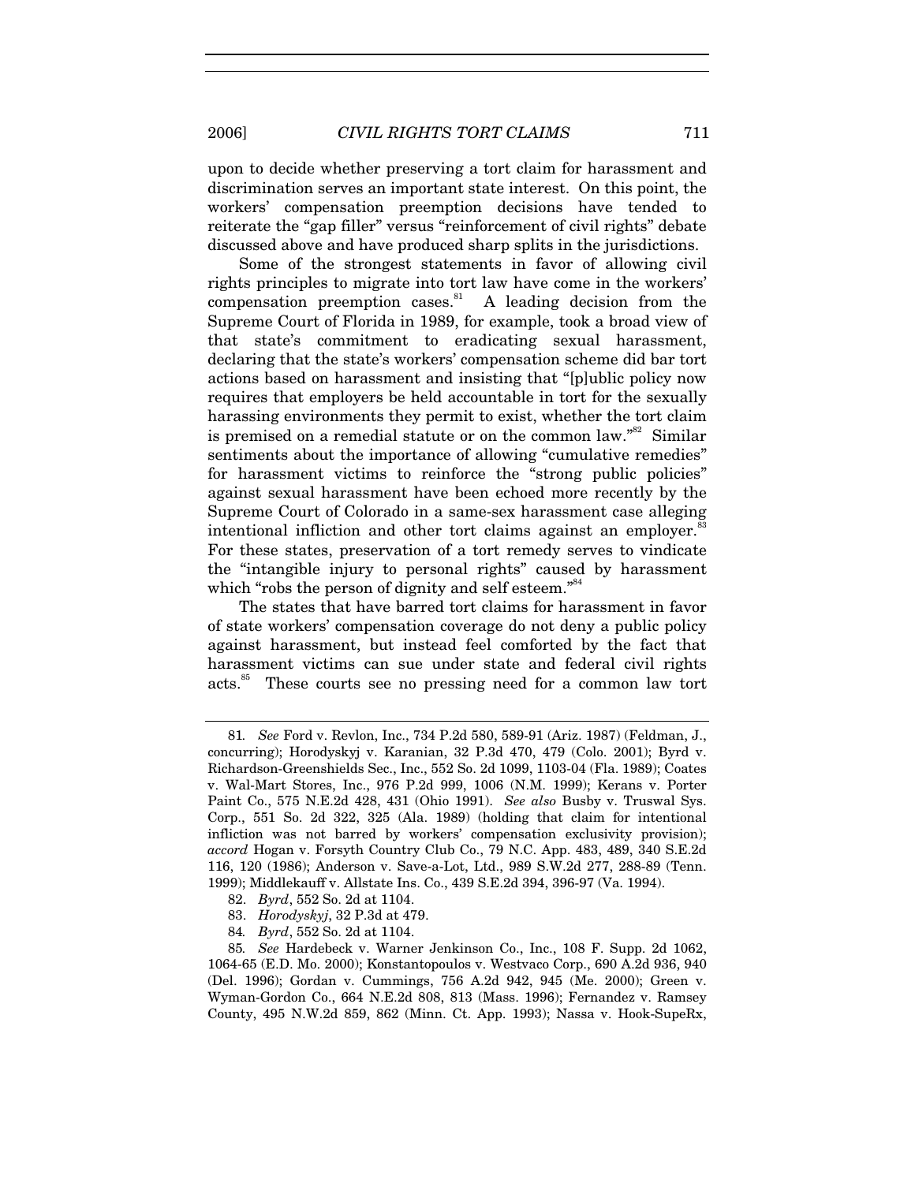upon to decide whether preserving a tort claim for harassment and discrimination serves an important state interest. On this point, the workers' compensation preemption decisions have tended to reiterate the "gap filler" versus "reinforcement of civil rights" debate discussed above and have produced sharp splits in the jurisdictions.

Some of the strongest statements in favor of allowing civil rights principles to migrate into tort law have come in the workers' compensation preemption cases.[81] A leading decision from the Supreme Court of Florida in 1989, for example, took a broad view of that state's commitment to eradicating sexual harassment, declaring that the state's workers' compensation scheme did bar tort actions based on harassment and insisting that "[p]ublic policy now requires that employers be held accountable in tort for the sexually harassing environments they permit to exist, whether the tort claim is premised on a remedial statute or on the common law."[82] Similar sentiments about the importance of allowing "cumulative remedies" for harassment victims to reinforce the "strong public policies" against sexual harassment have been echoed more recently by the Supreme Court of Colorado in a same-sex harassment case alleging intentional infliction and other tort claims against an employer.[83] For these states, preservation of a tort remedy serves to vindicate the "intangible injury to personal rights" caused by harassment which "robs the person of dignity and self esteem."[84]

The states that have barred tort claims for harassment in favor of state workers' compensation coverage do not deny a public policy against harassment, but instead feel comforted by the fact that harassment victims can sue under state and federal civil rights acts.[85] These courts see no pressing need for a common law tort

---

81. *See* Ford v. Revlon, Inc., 734 P.2d 580, 589-91 (Ariz. 1987) (Feldman, J., concurring); Horodyskyj v. Karanian, 32 P.3d 470, 479 (Colo. 2001); Byrd v. Richardson-Greenshields Sec., Inc., 552 So. 2d 1099, 1103-04 (Fla. 1989); Coates v. Wal-Mart Stores, Inc., 976 P.2d 999, 1006 (N.M. 1999); Kerans v. Porter Paint Co., 575 N.E.2d 428, 431 (Ohio 1991). *See also* Busby v. Truswal Sys. Corp., 551 So. 2d 322, 325 (Ala. 1989) (holding that claim for intentional infliction was not barred by workers' compensation exclusivity provision); *accord* Hogan v. Forsyth Country Club Co., 79 N.C. App. 483, 489, 340 S.E.2d 116, 120 (1986); Anderson v. Save-a-Lot, Ltd., 989 S.W.2d 277, 288-89 (Tenn. 1999); Middlekauff v. Allstate Ins. Co., 439 S.E.2d 394, 396-97 (Va. 1994).

82. *Byrd*, 552 So. 2d at 1104.

83. *Horodyskyj*, 32 P.3d at 479.

84. *Byrd*, 552 So. 2d at 1104.

85. *See* Hardebeck v. Warner Jenkinson Co., Inc., 108 F. Supp. 2d 1062, 1064-65 (E.D. Mo. 2000); Konstantopoulos v. Westvaco Corp., 690 A.2d 936, 940 (Del. 1996); Gordan v. Cummings, 756 A.2d 942, 945 (Me. 2000); Green v. Wyman-Gordon Co., 664 N.E.2d 808, 813 (Mass. 1996); Fernandez v. Ramsey County, 495 N.W.2d 859, 862 (Minn. Ct. App. 1993); Nassa v. Hook-SupeRx,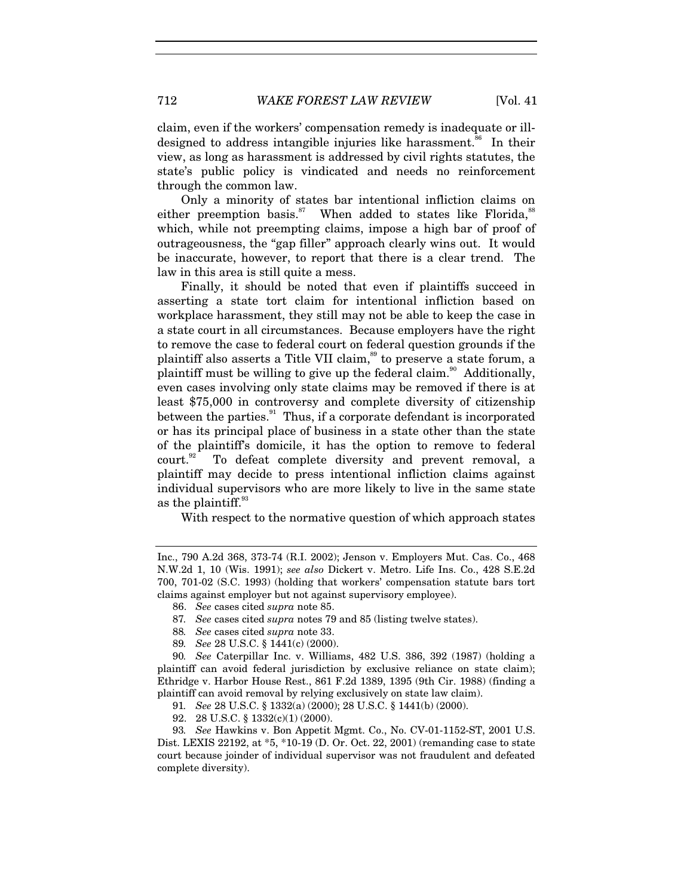claim, even if the workers' compensation remedy is inadequate or ill-designed to address intangible injuries like harassment.[86] In their view, as long as harassment is addressed by civil rights statutes, the state's public policy is vindicated and needs no reinforcement through the common law.

Only a minority of states bar intentional infliction claims on either preemption basis.[87] When added to states like Florida,[88] which, while not preempting claims, impose a high bar of proof of outrageousness, the "gap filler" approach clearly wins out. It would be inaccurate, however, to report that there is a clear trend. The law in this area is still quite a mess.

Finally, it should be noted that even if plaintiffs succeed in asserting a state tort claim for intentional infliction based on workplace harassment, they still may not be able to keep the case in a state court in all circumstances. Because employers have the right to remove the case to federal court on federal question grounds if the plaintiff also asserts a Title VII claim,[89] to preserve a state forum, a plaintiff must be willing to give up the federal claim.[90] Additionally, even cases involving only state claims may be removed if there is at least $75,000 in controversy and complete diversity of citizenship between the parties.[91] Thus, if a corporate defendant is incorporated or has its principal place of business in a state other than the state of the plaintiff's domicile, it has the option to remove to federal court.[92] To defeat complete diversity and prevent removal, a plaintiff may decide to press intentional infliction claims against individual supervisors who are more likely to live in the same state as the plaintiff.[93]

With respect to the normative question of which approach states

---

Inc., 790 A.2d 368, 373-74 (R.I. 2002); Jenson v. Employers Mut. Cas. Co., 468 N.W.2d 1, 10 (Wis. 1991); *see also* Dickert v. Metro. Life Ins. Co., 428 S.E.2d 700, 701-02 (S.C. 1993) (holding that workers' compensation statute bars tort claims against employer but not against supervisory employee).

86. *See* cases cited *supra* note 85.

87. *See* cases cited *supra* notes 79 and 85 (listing twelve states).

88. *See* cases cited *supra* note 33.

89. *See* 28 U.S.C. § 1441(c) (2000).

90. *See* Caterpillar Inc. v. Williams, 482 U.S. 386, 392 (1987) (holding a plaintiff can avoid federal jurisdiction by exclusive reliance on state claim); Ethridge v. Harbor House Rest., 861 F.2d 1389, 1395 (9th Cir. 1988) (finding a plaintiff can avoid removal by relying exclusively on state law claim).

91. *See* 28 U.S.C. § 1332(a) (2000); 28 U.S.C. § 1441(b) (2000).

92. 28 U.S.C. § 1332(c)(1) (2000).

93. *See* Hawkins v. Bon Appetit Mgmt. Co., No. CV-01-1152-ST, 2001 U.S. Dist. LEXIS 22192, at *5, *10-19 (D. Or. Oct. 22, 2001) (remanding case to state court because joinder of individual supervisor was not fraudulent and defeated complete diversity).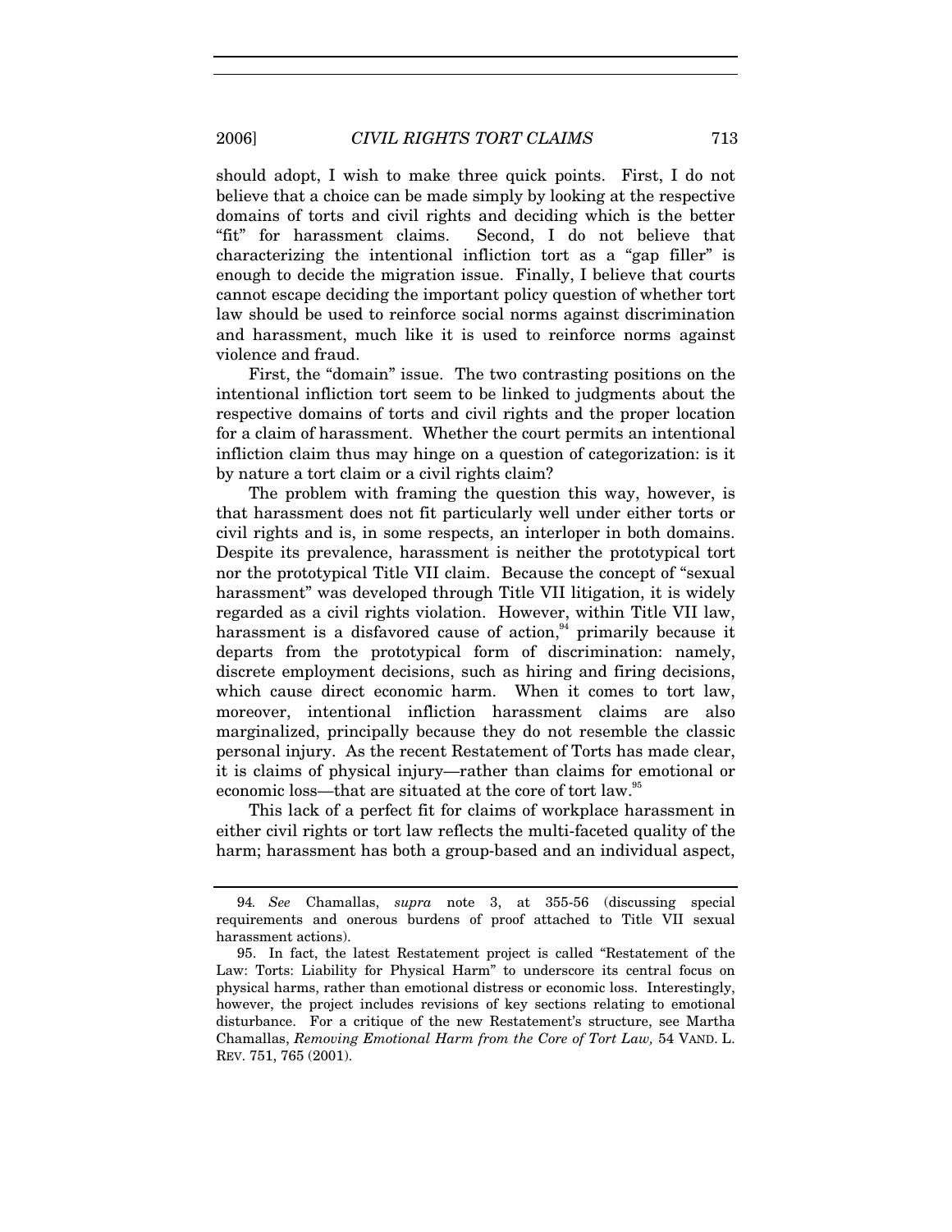should adopt, I wish to make three quick points. First, I do not believe that a choice can be made simply by looking at the respective domains of torts and civil rights and deciding which is the better "fit" for harassment claims. Second, I do not believe that characterizing the intentional infliction tort as a "gap filler" is enough to decide the migration issue. Finally, I believe that courts cannot escape deciding the important policy question of whether tort law should be used to reinforce social norms against discrimination and harassment, much like it is used to reinforce norms against violence and fraud.

First, the "domain" issue. The two contrasting positions on the intentional infliction tort seem to be linked to judgments about the respective domains of torts and civil rights and the proper location for a claim of harassment. Whether the court permits an intentional infliction claim thus may hinge on a question of categorization: is it by nature a tort claim or a civil rights claim?

The problem with framing the question this way, however, is that harassment does not fit particularly well under either torts or civil rights and is, in some respects, an interloper in both domains. Despite its prevalence, harassment is neither the prototypical tort nor the prototypical Title VII claim. Because the concept of "sexual harassment" was developed through Title VII litigation, it is widely regarded as a civil rights violation. However, within Title VII law, harassment is a disfavored cause of action,[94] primarily because it departs from the prototypical form of discrimination: namely, discrete employment decisions, such as hiring and firing decisions, which cause direct economic harm. When it comes to tort law, moreover, intentional infliction harassment claims are also marginalized, principally because they do not resemble the classic personal injury. As the recent Restatement of Torts has made clear, it is claims of physical injury—rather than claims for emotional or economic loss—that are situated at the core of tort law.[95]

This lack of a perfect fit for claims of workplace harassment in either civil rights or tort law reflects the multi-faceted quality of the harm; harassment has both a group-based and an individual aspect,

---

94. *See* Chamallas, *supra* note 3, at 355-56 (discussing special requirements and onerous burdens of proof attached to Title VII sexual harassment actions).

95. In fact, the latest Restatement project is called "Restatement of the Law: Torts: Liability for Physical Harm" to underscore its central focus on physical harms, rather than emotional distress or economic loss. Interestingly, however, the project includes revisions of key sections relating to emotional disturbance. For a critique of the new Restatement's structure, see Martha Chamallas, *Removing Emotional Harm from the Core of Tort Law,* 54 VAND. L. REV. 751, 765 (2001).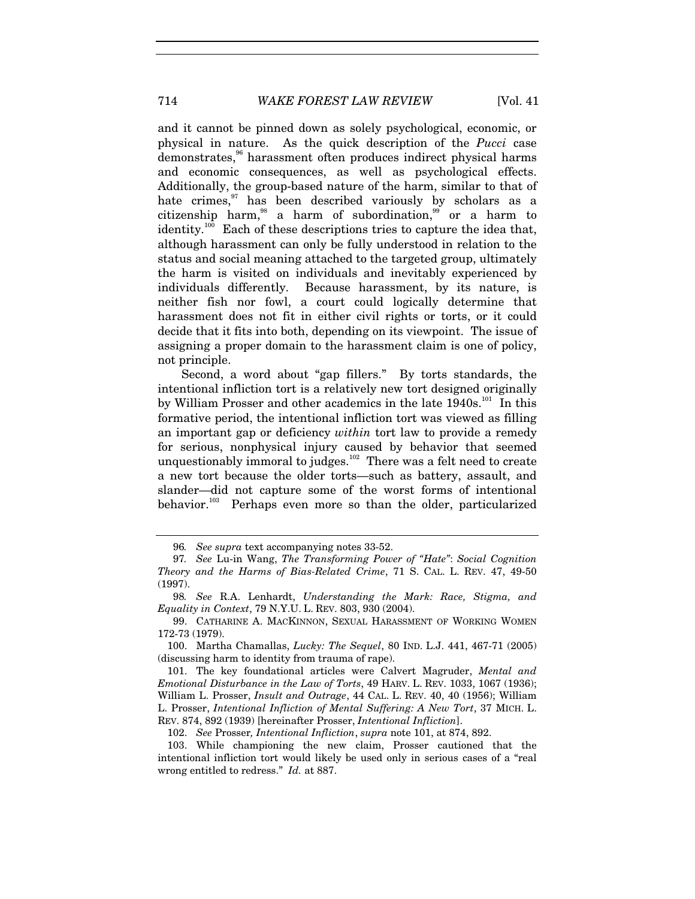and it cannot be pinned down as solely psychological, economic, or physical in nature. As the quick description of the *Pucci* case demonstrates,[96] harassment often produces indirect physical harms and economic consequences, as well as psychological effects. Additionally, the group-based nature of the harm, similar to that of hate crimes,[97] has been described variously by scholars as a citizenship harm,[98] a harm of subordination,[99] or a harm to identity.[100] Each of these descriptions tries to capture the idea that, although harassment can only be fully understood in relation to the status and social meaning attached to the targeted group, ultimately the harm is visited on individuals and inevitably experienced by individuals differently. Because harassment, by its nature, is neither fish nor fowl, a court could logically determine that harassment does not fit in either civil rights or torts, or it could decide that it fits into both, depending on its viewpoint. The issue of assigning a proper domain to the harassment claim is one of policy, not principle.

Second, a word about "gap fillers." By torts standards, the intentional infliction tort is a relatively new tort designed originally by William Prosser and other academics in the late 1940s.[101] In this formative period, the intentional infliction tort was viewed as filling an important gap or deficiency *within* tort law to provide a remedy for serious, nonphysical injury caused by behavior that seemed unquestionably immoral to judges.[102] There was a felt need to create a new tort because the older torts—such as battery, assault, and slander—did not capture some of the worst forms of intentional behavior.[103] Perhaps even more so than the older, particularized

---

96. *See supra* text accompanying notes 33-52.

97. *See* Lu-in Wang, *The Transforming Power of "Hate": Social Cognition Theory and the Harms of Bias-Related Crime*, 71 S. CAL. L. REV. 47, 49-50 (1997).

98. *See* R.A. Lenhardt, *Understanding the Mark: Race, Stigma, and Equality in Context*, 79 N.Y.U. L. REV. 803, 930 (2004).

99. CATHARINE A. MACKINNON, SEXUAL HARASSMENT OF WORKING WOMEN 172-73 (1979).

100. Martha Chamallas, *Lucky: The Sequel*, 80 IND. L.J. 441, 467-71 (2005) (discussing harm to identity from trauma of rape).

101. The key foundational articles were Calvert Magruder, *Mental and Emotional Disturbance in the Law of Torts*, 49 HARV. L. REV. 1033, 1067 (1936); William L. Prosser, *Insult and Outrage*, 44 CAL. L. REV. 40, 40 (1956); William L. Prosser, *Intentional Infliction of Mental Suffering: A New Tort*, 37 MICH. L. REV. 874, 892 (1939) [hereinafter Prosser, *Intentional Infliction*].

102. *See* Prosser, *Intentional Infliction*, *supra* note 101, at 874, 892.

103. While championing the new claim, Prosser cautioned that the intentional infliction tort would likely be used only in serious cases of a "real wrong entitled to redress." *Id.* at 887.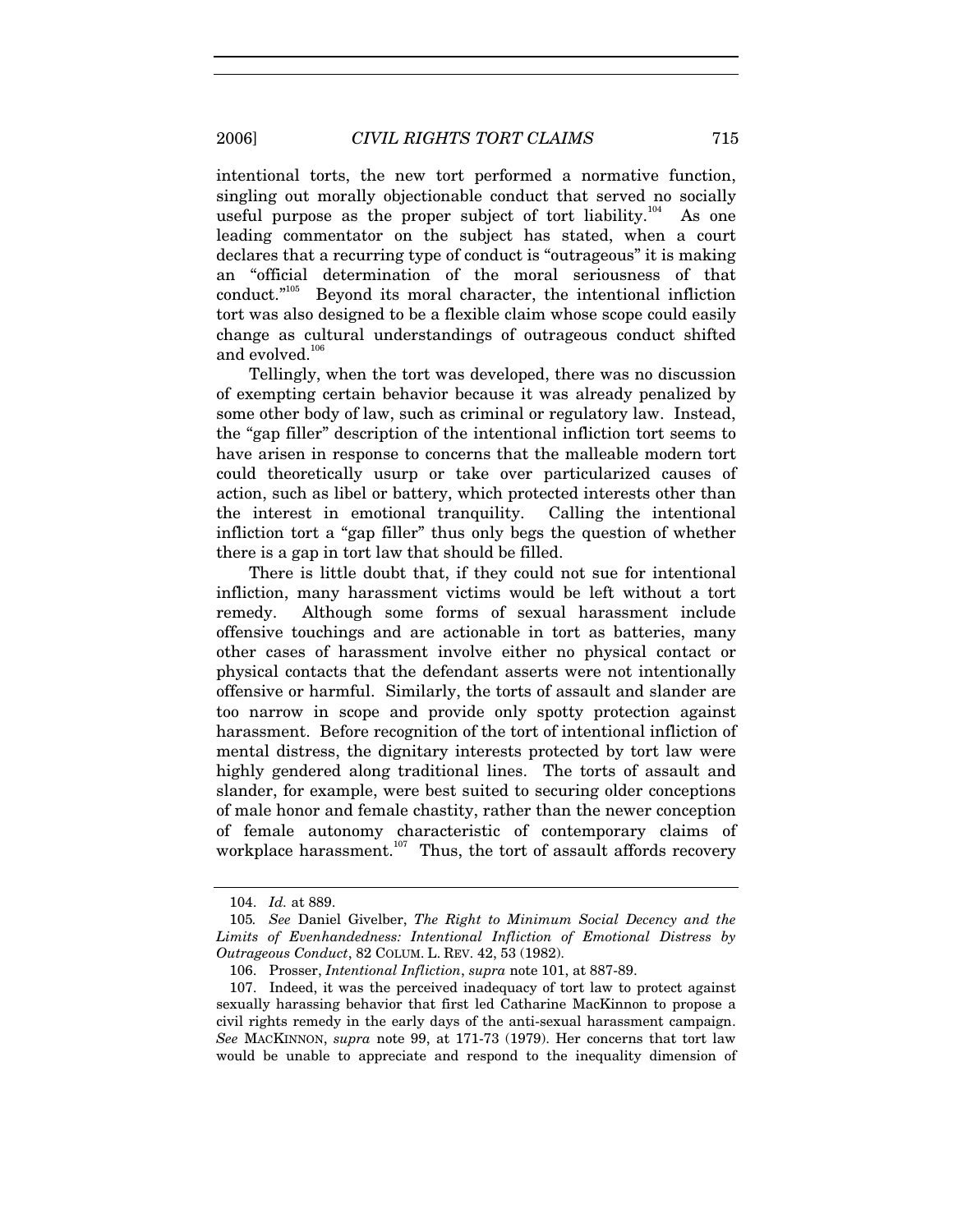intentional torts, the new tort performed a normative function, singling out morally objectionable conduct that served no socially useful purpose as the proper subject of tort liability.[104] As one leading commentator on the subject has stated, when a court declares that a recurring type of conduct is "outrageous" it is making an "official determination of the moral seriousness of that conduct."[105] Beyond its moral character, the intentional infliction tort was also designed to be a flexible claim whose scope could easily change as cultural understandings of outrageous conduct shifted and evolved.[106]

Tellingly, when the tort was developed, there was no discussion of exempting certain behavior because it was already penalized by some other body of law, such as criminal or regulatory law. Instead, the "gap filler" description of the intentional infliction tort seems to have arisen in response to concerns that the malleable modern tort could theoretically usurp or take over particularized causes of action, such as libel or battery, which protected interests other than the interest in emotional tranquility. Calling the intentional infliction tort a "gap filler" thus only begs the question of whether there is a gap in tort law that should be filled.

There is little doubt that, if they could not sue for intentional infliction, many harassment victims would be left without a tort remedy. Although some forms of sexual harassment include offensive touchings and are actionable in tort as batteries, many other cases of harassment involve either no physical contact or physical contacts that the defendant asserts were not intentionally offensive or harmful. Similarly, the torts of assault and slander are too narrow in scope and provide only spotty protection against harassment. Before recognition of the tort of intentional infliction of mental distress, the dignitary interests protected by tort law were highly gendered along traditional lines. The torts of assault and slander, for example, were best suited to securing older conceptions of male honor and female chastity, rather than the newer conception of female autonomy characteristic of contemporary claims of workplace harassment.[107] Thus, the tort of assault affords recovery

---

104. *Id.* at 889.

105. *See* Daniel Givelber, *The Right to Minimum Social Decency and the Limits of Evenhandedness: Intentional Infliction of Emotional Distress by Outrageous Conduct*, 82 COLUM. L. REV. 42, 53 (1982).

106. Prosser, *Intentional Infliction*, *supra* note 101, at 887-89.

107. Indeed, it was the perceived inadequacy of tort law to protect against sexually harassing behavior that first led Catharine MacKinnon to propose a civil rights remedy in the early days of the anti-sexual harassment campaign. *See* MACKINNON, *supra* note 99, at 171-73 (1979). Her concerns that tort law would be unable to appreciate and respond to the inequality dimension of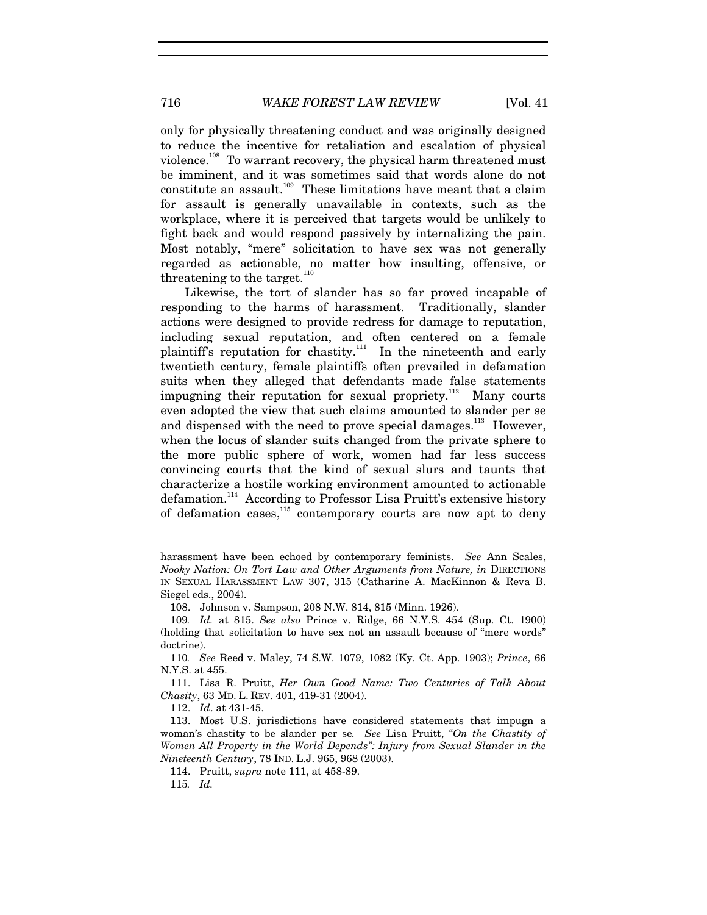only for physically threatening conduct and was originally designed to reduce the incentive for retaliation and escalation of physical violence.[108] To warrant recovery, the physical harm threatened must be imminent, and it was sometimes said that words alone do not constitute an assault.[109] These limitations have meant that a claim for assault is generally unavailable in contexts, such as the workplace, where it is perceived that targets would be unlikely to fight back and would respond passively by internalizing the pain. Most notably, "mere" solicitation to have sex was not generally regarded as actionable, no matter how insulting, offensive, or threatening to the target.[110]

Likewise, the tort of slander has so far proved incapable of responding to the harms of harassment. Traditionally, slander actions were designed to provide redress for damage to reputation, including sexual reputation, and often centered on a female plaintiff's reputation for chastity.[111] In the nineteenth and early twentieth century, female plaintiffs often prevailed in defamation suits when they alleged that defendants made false statements impugning their reputation for sexual propriety.[112] Many courts even adopted the view that such claims amounted to slander per se and dispensed with the need to prove special damages.[113] However, when the locus of slander suits changed from the private sphere to the more public sphere of work, women had far less success convincing courts that the kind of sexual slurs and taunts that characterize a hostile working environment amounted to actionable defamation.[114] According to Professor Lisa Pruitt's extensive history of defamation cases,[115] contemporary courts are now apt to deny

---

harassment have been echoed by contemporary feminists. *See* Ann Scales, *Nooky Nation: On Tort Law and Other Arguments from Nature, in* DIRECTIONS IN SEXUAL HARASSMENT LAW 307, 315 (Catharine A. MacKinnon & Reva B. Siegel eds., 2004).

108. Johnson v. Sampson, 208 N.W. 814, 815 (Minn. 1926).

109. *Id.* at 815. *See also* Prince v. Ridge, 66 N.Y.S. 454 (Sup. Ct. 1900) (holding that solicitation to have sex not an assault because of "mere words" doctrine).

110. *See* Reed v. Maley, 74 S.W. 1079, 1082 (Ky. Ct. App. 1903); *Prince*, 66 N.Y.S. at 455.

111. Lisa R. Pruitt, *Her Own Good Name: Two Centuries of Talk About Chasity*, 63 MD. L. REV. 401, 419-31 (2004).

112. *Id*. at 431-45.

113. Most U.S. jurisdictions have considered statements that impugn a woman's chastity to be slander per se. *See* Lisa Pruitt, *"On the Chastity of Women All Property in the World Depends": Injury from Sexual Slander in the Nineteenth Century*, 78 IND. L.J. 965, 968 (2003).

114. Pruitt, *supra* note 111, at 458-89.

115. *Id.*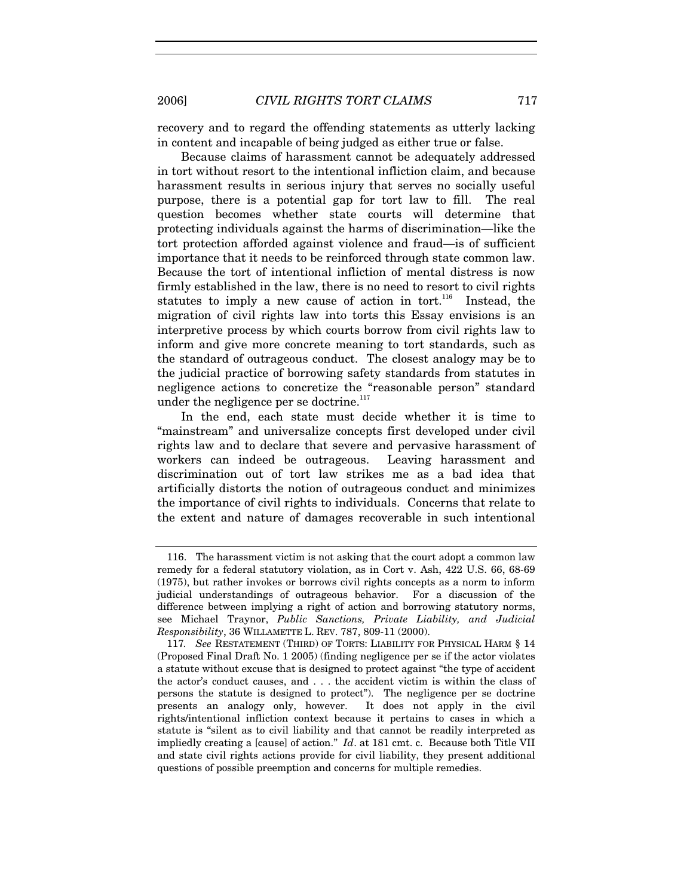recovery and to regard the offending statements as utterly lacking in content and incapable of being judged as either true or false.

Because claims of harassment cannot be adequately addressed in tort without resort to the intentional infliction claim, and because harassment results in serious injury that serves no socially useful purpose, there is a potential gap for tort law to fill. The real question becomes whether state courts will determine that protecting individuals against the harms of discrimination—like the tort protection afforded against violence and fraud—is of sufficient importance that it needs to be reinforced through state common law. Because the tort of intentional infliction of mental distress is now firmly established in the law, there is no need to resort to civil rights statutes to imply a new cause of action in tort.[116] Instead, the migration of civil rights law into torts this Essay envisions is an interpretive process by which courts borrow from civil rights law to inform and give more concrete meaning to tort standards, such as the standard of outrageous conduct. The closest analogy may be to the judicial practice of borrowing safety standards from statutes in negligence actions to concretize the "reasonable person" standard under the negligence per se doctrine.[117]

In the end, each state must decide whether it is time to "mainstream" and universalize concepts first developed under civil rights law and to declare that severe and pervasive harassment of workers can indeed be outrageous. Leaving harassment and discrimination out of tort law strikes me as a bad idea that artificially distorts the notion of outrageous conduct and minimizes the importance of civil rights to individuals. Concerns that relate to the extent and nature of damages recoverable in such intentional

---

116. The harassment victim is not asking that the court adopt a common law remedy for a federal statutory violation, as in Cort v. Ash, 422 U.S. 66, 68-69 (1975), but rather invokes or borrows civil rights concepts as a norm to inform judicial understandings of outrageous behavior. For a discussion of the difference between implying a right of action and borrowing statutory norms, see Michael Traynor, *Public Sanctions, Private Liability, and Judicial Responsibility*, 36 WILLAMETTE L. REV. 787, 809-11 (2000).

117. *See* RESTATEMENT (THIRD) OF TORTS: LIABILITY FOR PHYSICAL HARM § 14 (Proposed Final Draft No. 1 2005) (finding negligence per se if the actor violates a statute without excuse that is designed to protect against "the type of accident the actor's conduct causes, and . . . the accident victim is within the class of persons the statute is designed to protect"). The negligence per se doctrine presents an analogy only, however. It does not apply in the civil rights/intentional infliction context because it pertains to cases in which a statute is "silent as to civil liability and that cannot be readily interpreted as impliedly creating a [cause] of action." *Id*. at 181 cmt. c. Because both Title VII and state civil rights actions provide for civil liability, they present additional questions of possible preemption and concerns for multiple remedies.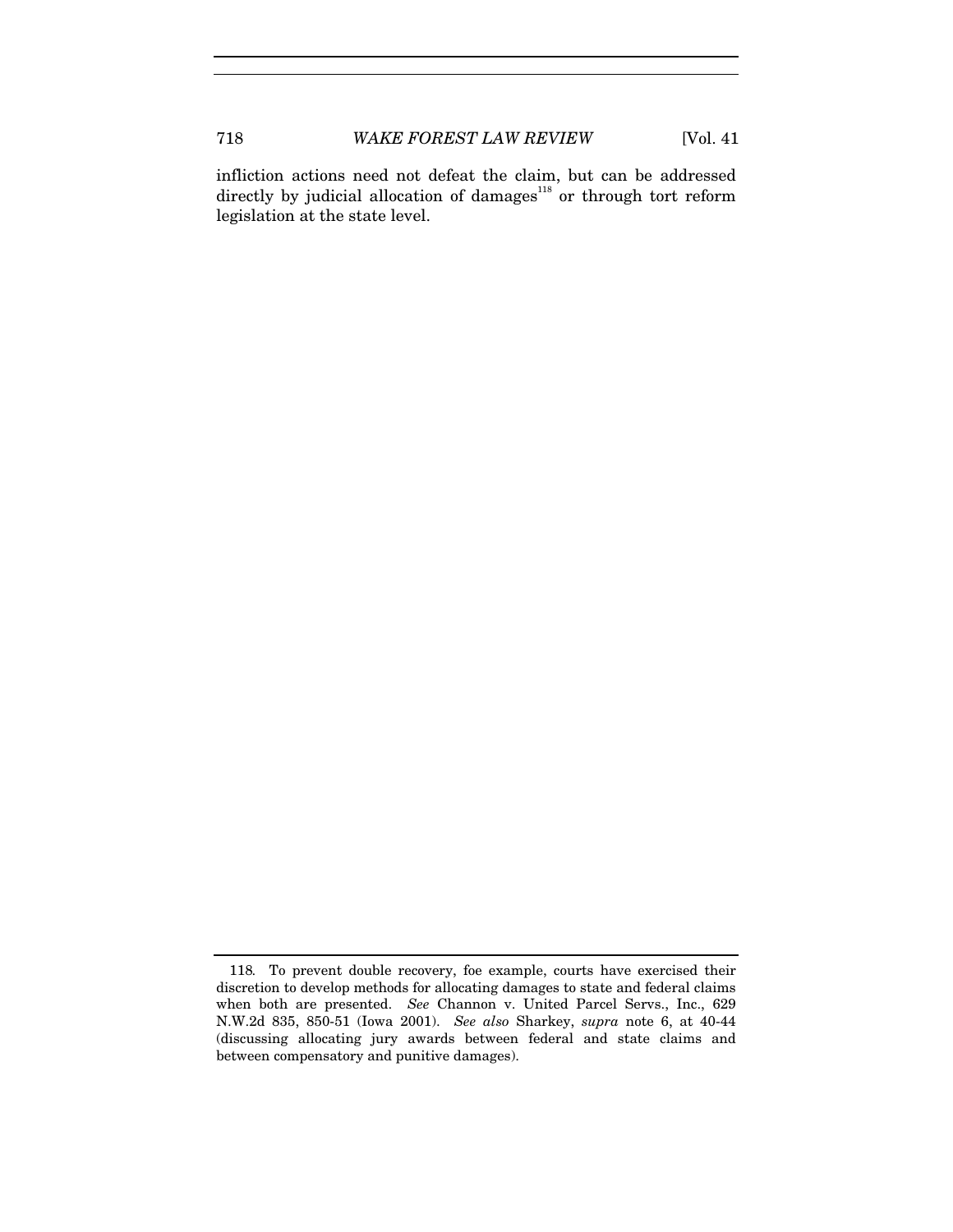infliction actions need not defeat the claim, but can be addressed directly by judicial allocation of damages[118] or through tort reform legislation at the state level.

---

118. To prevent double recovery, foe example, courts have exercised their discretion to develop methods for allocating damages to state and federal claims when both are presented. *See* Channon v. United Parcel Servs., Inc., 629 N.W.2d 835, 850-51 (Iowa 2001). *See also* Sharkey, *supra* note 6, at 40-44 (discussing allocating jury awards between federal and state claims and between compensatory and punitive damages).